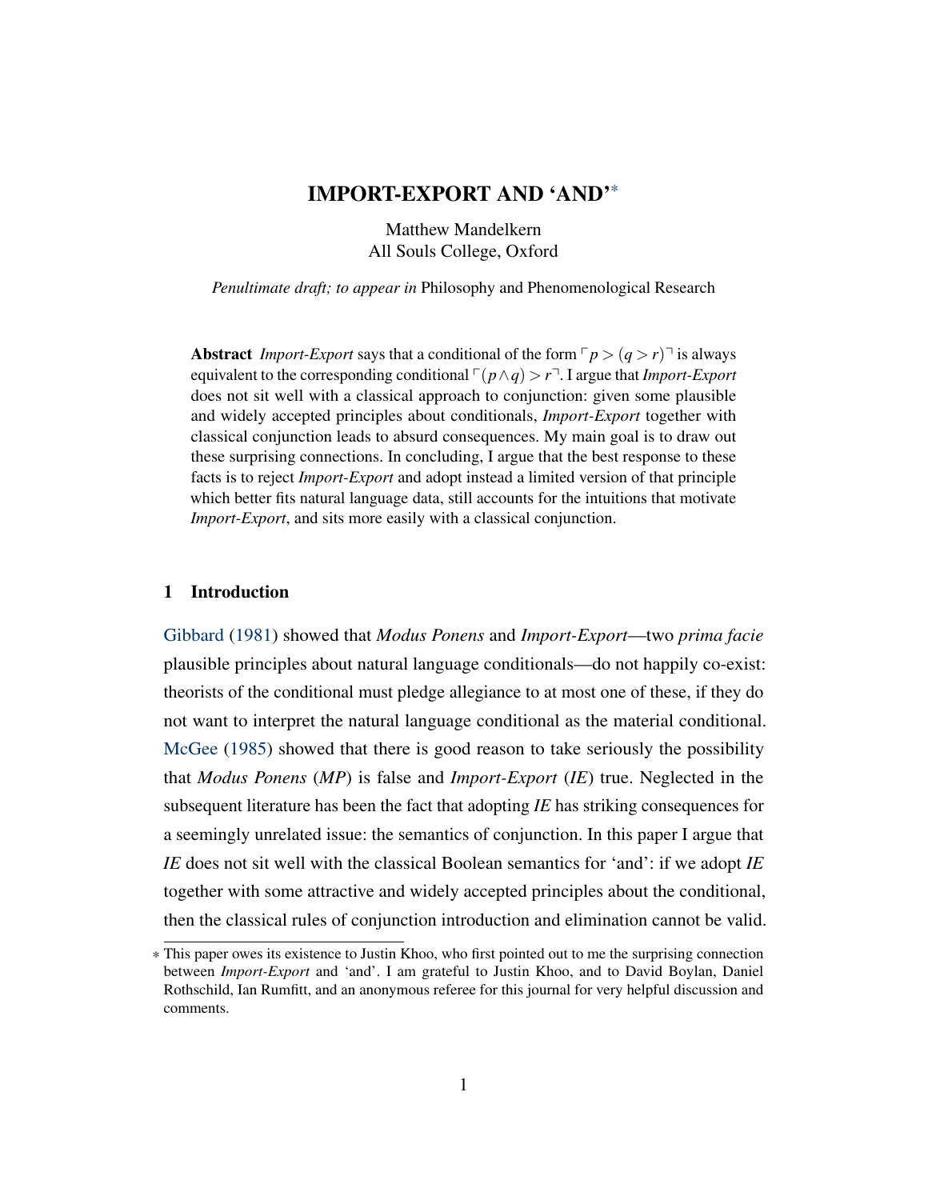# IMPORT-EXPORT AND 'AND'*

Matthew Mandelkern
All Souls College, Oxford

*Penultimate draft; to appear in* Philosophy and Phenomenological Research

**Abstract** *Import-Export* says that a conditional of the form $\ulcorner p > (q > r) \urcorner$ is always equivalent to the corresponding conditional $\ulcorner (p \wedge q) > r \urcorner$. I argue that *Import-Export* does not sit well with a classical approach to conjunction: given some plausible and widely accepted principles about conditionals, *Import-Export* together with classical conjunction leads to absurd consequences. My main goal is to draw out these surprising connections. In concluding, I argue that the best response to these facts is to reject *Import-Export* and adopt instead a limited version of that principle which better fits natural language data, still accounts for the intuitions that motivate *Import-Export*, and sits more easily with a classical conjunction.

## 1 Introduction

Gibbard (1981) showed that *Modus Ponens* and *Import-Export*—two *prima facie* plausible principles about natural language conditionals—do not happily co-exist: theorists of the conditional must pledge allegiance to at most one of these, if they do not want to interpret the natural language conditional as the material conditional. McGee (1985) showed that there is good reason to take seriously the possibility that *Modus Ponens* (*MP*) is false and *Import-Export* (*IE*) true. Neglected in the subsequent literature has been the fact that adopting *IE* has striking consequences for a seemingly unrelated issue: the semantics of conjunction. In this paper I argue that *IE* does not sit well with the classical Boolean semantics for 'and': if we adopt *IE* together with some attractive and widely accepted principles about the conditional, then the classical rules of conjunction introduction and elimination cannot be valid.

---

* This paper owes its existence to Justin Khoo, who first pointed out to me the surprising connection between *Import-Export* and 'and'. I am grateful to Justin Khoo, and to David Boylan, Daniel Rothschild, Ian Rumfitt, and an anonymous referee for this journal for very helpful discussion and comments.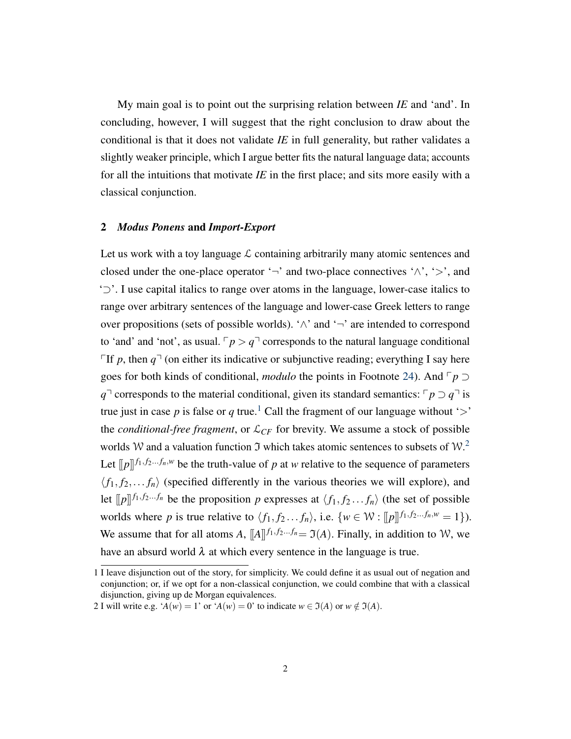My main goal is to point out the surprising relation between *IE* and 'and'. In concluding, however, I will suggest that the right conclusion to draw about the conditional is that it does not validate *IE* in full generality, but rather validates a slightly weaker principle, which I argue better fits the natural language data; accounts for all the intuitions that motivate *IE* in the first place; and sits more easily with a classical conjunction.

## 2 *Modus Ponens* and *Import-Export*

Let us work with a toy language $\mathcal{L}$ containing arbitrarily many atomic sentences and closed under the one-place operator '$\neg$' and two-place connectives '$\wedge$', '$>$', and '$\supset$'. I use capital italics to range over atoms in the language, lower-case italics to range over arbitrary sentences of the language and lower-case Greek letters to range over propositions (sets of possible worlds). '$\wedge$' and '$\neg$' are intended to correspond to 'and' and 'not', as usual. $\ulcorner p > q \urcorner$ corresponds to the natural language conditional $\ulcorner$If $p$, then $q\urcorner$ (on either its indicative or subjunctive reading; everything I say here goes for both kinds of conditional, *modulo* the points in Footnote 24). And $\ulcorner p \supset q \urcorner$ corresponds to the material conditional, given its standard semantics: $\ulcorner p \supset q \urcorner$ is true just in case $p$ is false or $q$ true.[1] Call the fragment of our language without '$>$' the *conditional-free fragment*, or $\mathcal{L}_{CF}$ for brevity. We assume a stock of possible worlds $\mathcal{W}$ and a valuation function $\mathfrak{I}$ which takes atomic sentences to subsets of $\mathcal{W}$.[2] Let $[\![p]\!]^{f_1,f_2...f_n,w}$ be the truth-value of $p$ at $w$ relative to the sequence of parameters $\langle f_1, f_2, \dots f_n \rangle$ (specified differently in the various theories we will explore), and let $[\![p]\!]^{f_1,f_2...f_n}$ be the proposition $p$ expresses at $\langle f_1, f_2 \dots f_n \rangle$ (the set of possible worlds where $p$ is true relative to $\langle f_1, f_2 \dots f_n \rangle$, i.e. $\{w \in \mathcal{W} : [\![p]\!]^{f_1,f_2...f_n,w} = 1\}$). We assume that for all atoms $A$, $[\![A]\!]^{f_1,f_2...f_n} = \mathfrak{I}(A)$. Finally, in addition to $\mathcal{W}$, we have an absurd world $\lambda$ at which every sentence in the language is true.

1 I leave disjunction out of the story, for simplicity. We could define it as usual out of negation and conjunction; or, if we opt for a non-classical conjunction, we could combine that with a classical disjunction, giving up de Morgan equivalences.

2 I will write e.g. '$A(w) = 1$' or '$A(w) = 0$' to indicate $w \in \mathfrak{I}(A)$ or $w \notin \mathfrak{I}(A)$.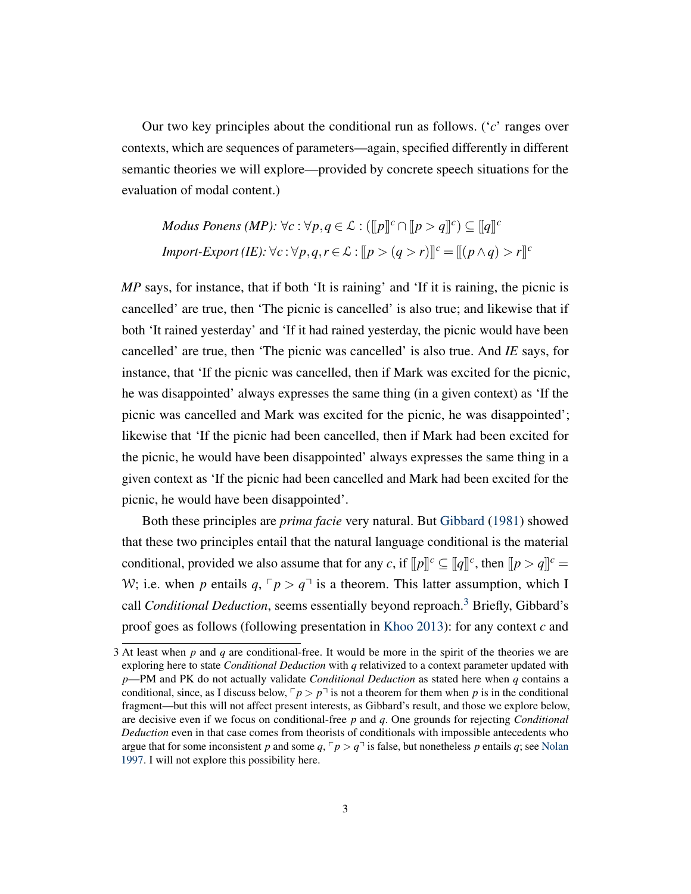Our two key principles about the conditional run as follows. ('$c$' ranges over contexts, which are sequences of parameters—again, specified differently in different semantic theories we will explore—provided by concrete speech situations for the evaluation of modal content.)

$$\textit{Modus Ponens (MP):}\ \forall c : \forall p, q \in \mathcal{L} : ([\![p]\!]^c \cap [\![p > q]\!]^c) \subseteq [\![q]\!]^c$$

$$\textit{Import-Export (IE):}\ \forall c : \forall p, q, r \in \mathcal{L} : [\![p > (q > r)]\!]^c = [\![(p \wedge q) > r]\!]^c$$

*MP* says, for instance, that if both 'It is raining' and 'If it is raining, the picnic is cancelled' are true, then 'The picnic is cancelled' is also true; and likewise that if both 'It rained yesterday' and 'If it had rained yesterday, the picnic would have been cancelled' are true, then 'The picnic was cancelled' is also true. And *IE* says, for instance, that 'If the picnic was cancelled, then if Mark was excited for the picnic, he was disappointed' always expresses the same thing (in a given context) as 'If the picnic was cancelled and Mark was excited for the picnic, he was disappointed'; likewise that 'If the picnic had been cancelled, then if Mark had been excited for the picnic, he would have been disappointed' always expresses the same thing in a given context as 'If the picnic had been cancelled and Mark had been excited for the picnic, he would have been disappointed'.

Both these principles are *prima facie* very natural. But Gibbard (1981) showed that these two principles entail that the natural language conditional is the material conditional, provided we also assume that for any $c$, if $[\![p]\!]^c \subseteq [\![q]\!]^c$, then $[\![p > q]\!]^c = \mathcal{W}$; i.e. when $p$ entails $q$, $\ulcorner p > q \urcorner$ is a theorem. This latter assumption, which I call *Conditional Deduction*, seems essentially beyond reproach.[3] Briefly, Gibbard's proof goes as follows (following presentation in Khoo 2013): for any context $c$ and

[3] At least when $p$ and $q$ are conditional-free. It would be more in the spirit of the theories we are exploring here to state *Conditional Deduction* with $q$ relativized to a context parameter updated with $p$—PM and PK do not actually validate *Conditional Deduction* as stated here when $q$ contains a conditional, since, as I discuss below, $\ulcorner p > p \urcorner$ is not a theorem for them when $p$ is in the conditional fragment—but this will not affect present interests, as Gibbard's result, and those we explore below, are decisive even if we focus on conditional-free $p$ and $q$. One grounds for rejecting *Conditional Deduction* even in that case comes from theorists of conditionals with impossible antecedents who argue that for some inconsistent $p$ and some $q$, $\ulcorner p > q \urcorner$ is false, but nonetheless $p$ entails $q$; see Nolan 1997. I will not explore this possibility here.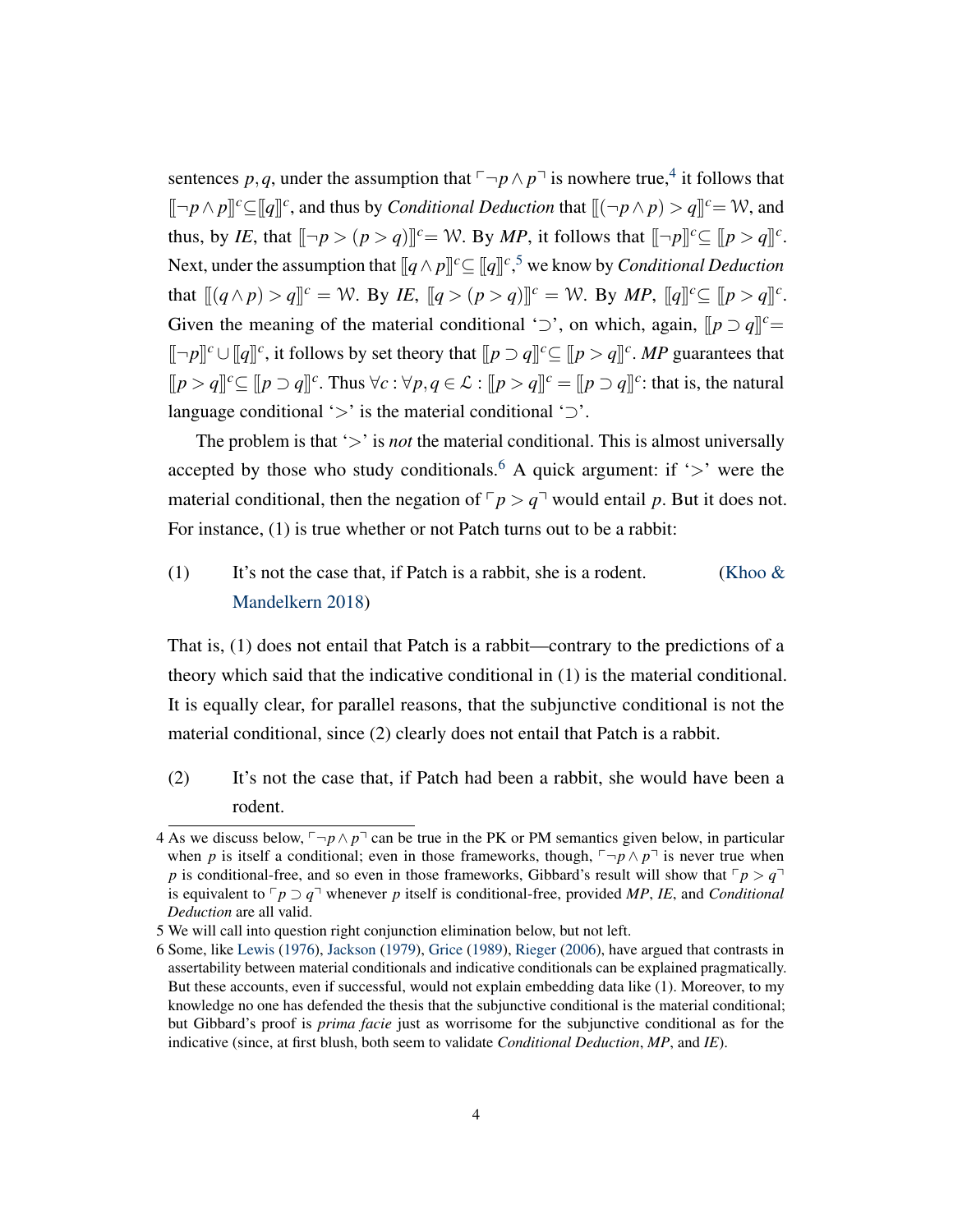sentences $p, q$, under the assumption that $\ulcorner \neg p \wedge p \urcorner$ is nowhere true,[4] it follows that $[\![\neg p \wedge p]\!]^c \subseteq [\![q]\!]^c$, and thus by *Conditional Deduction* that $[\![(\neg p \wedge p) > q]\!]^c = \mathcal{W}$, and thus, by *IE*, that $[\![\neg p > (p > q)]\!]^c = \mathcal{W}$. By *MP*, it follows that $[\![\neg p]\!]^c \subseteq [\![p > q]\!]^c$. Next, under the assumption that $[\![q \wedge p]\!]^c \subseteq [\![q]\!]^c$,[5] we know by *Conditional Deduction* that $[\![(q \wedge p) > q]\!]^c = \mathcal{W}$. By *IE*, $[\![q > (p > q)]\!]^c = \mathcal{W}$. By *MP*, $[\![q]\!]^c \subseteq [\![p > q]\!]^c$. Given the meaning of the material conditional '$\supset$', on which, again, $[\![p \supset q]\!]^c = [\![\neg p]\!]^c \cup [\![q]\!]^c$, it follows by set theory that $[\![p \supset q]\!]^c \subseteq [\![p > q]\!]^c$. *MP* guarantees that $[\![p > q]\!]^c \subseteq [\![p \supset q]\!]^c$. Thus $\forall c : \forall p, q \in \mathcal{L} : [\![p > q]\!]^c = [\![p \supset q]\!]^c$: that is, the natural language conditional '$>$' is the material conditional '$\supset$'.

The problem is that '$>$' is *not* the material conditional. This is almost universally accepted by those who study conditionals.[6] A quick argument: if '$>$' were the material conditional, then the negation of $\ulcorner p > q \urcorner$ would entail $p$. But it does not. For instance, (1) is true whether or not Patch turns out to be a rabbit:

(1) It's not the case that, if Patch is a rabbit, she is a rodent. (Khoo & Mandelkern 2018)

That is, (1) does not entail that Patch is a rabbit—contrary to the predictions of a theory which said that the indicative conditional in (1) is the material conditional. It is equally clear, for parallel reasons, that the subjunctive conditional is not the material conditional, since (2) clearly does not entail that Patch is a rabbit.

(2) It's not the case that, if Patch had been a rabbit, she would have been a rodent.

---

4 As we discuss below, $\ulcorner \neg p \wedge p \urcorner$ can be true in the PK or PM semantics given below, in particular when $p$ is itself a conditional; even in those frameworks, though, $\ulcorner \neg p \wedge p \urcorner$ is never true when $p$ is conditional-free, and so even in those frameworks, Gibbard's result will show that $\ulcorner p > q \urcorner$ is equivalent to $\ulcorner p \supset q \urcorner$ whenever $p$ itself is conditional-free, provided *MP*, *IE*, and *Conditional Deduction* are all valid.

5 We will call into question right conjunction elimination below, but not left.

6 Some, like Lewis (1976), Jackson (1979), Grice (1989), Rieger (2006), have argued that contrasts in assertability between material conditionals and indicative conditionals can be explained pragmatically. But these accounts, even if successful, would not explain embedding data like (1). Moreover, to my knowledge no one has defended the thesis that the subjunctive conditional is the material conditional; but Gibbard's proof is *prima facie* just as worrisome for the subjunctive conditional as for the indicative (since, at first blush, both seem to validate *Conditional Deduction*, *MP*, and *IE*).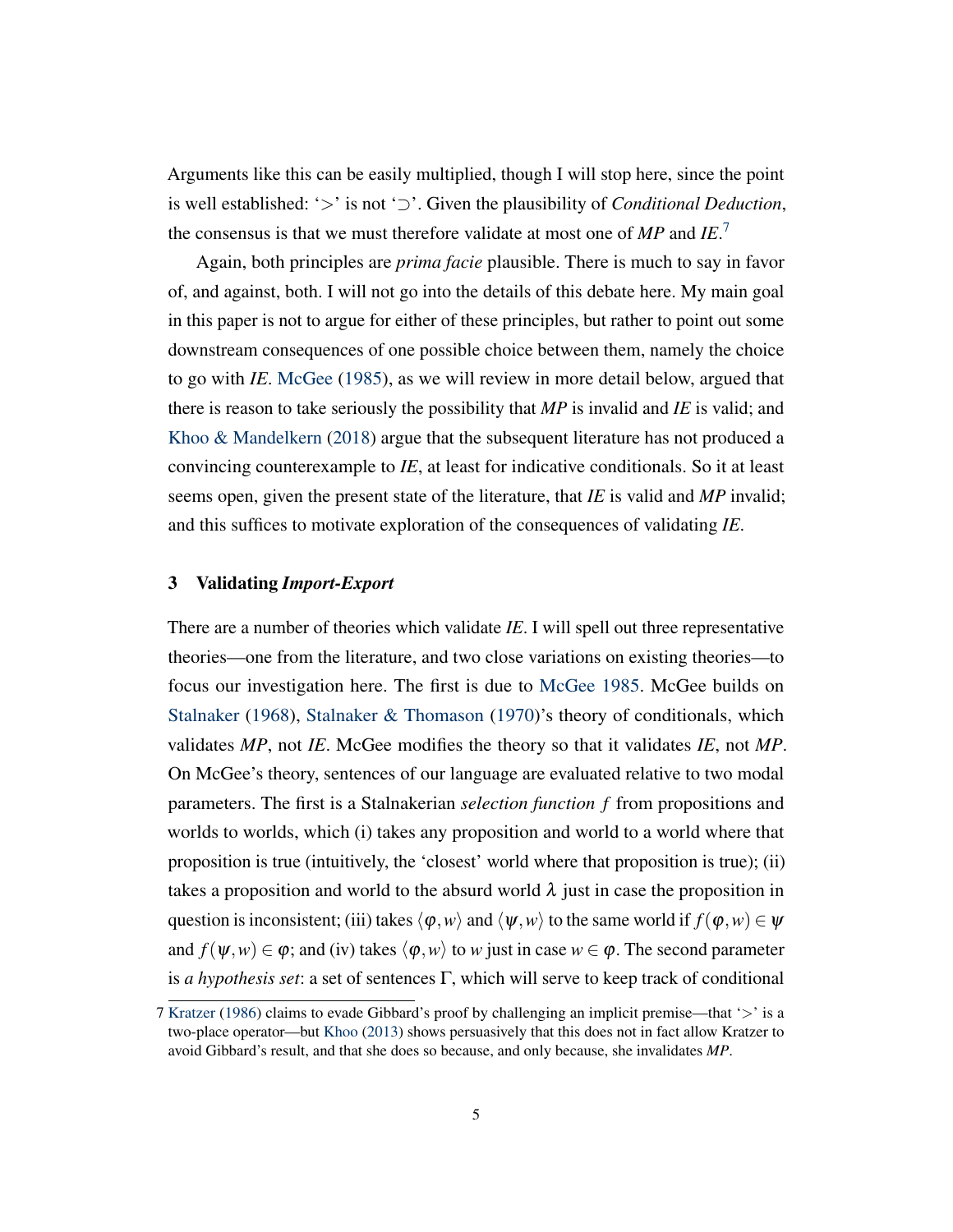Arguments like this can be easily multiplied, though I will stop here, since the point is well established: '$>$' is not '$\supset$'. Given the plausibility of *Conditional Deduction*, the consensus is that we must therefore validate at most one of *MP* and *IE*.[7]

Again, both principles are *prima facie* plausible. There is much to say in favor of, and against, both. I will not go into the details of this debate here. My main goal in this paper is not to argue for either of these principles, but rather to point out some downstream consequences of one possible choice between them, namely the choice to go with *IE*. McGee (1985), as we will review in more detail below, argued that there is reason to take seriously the possibility that *MP* is invalid and *IE* is valid; and Khoo & Mandelkern (2018) argue that the subsequent literature has not produced a convincing counterexample to *IE*, at least for indicative conditionals. So it at least seems open, given the present state of the literature, that *IE* is valid and *MP* invalid; and this suffices to motivate exploration of the consequences of validating *IE*.

## 3 Validating *Import-Export*

There are a number of theories which validate *IE*. I will spell out three representative theories—one from the literature, and two close variations on existing theories—to focus our investigation here. The first is due to McGee 1985. McGee builds on Stalnaker (1968), Stalnaker & Thomason (1970)'s theory of conditionals, which validates *MP*, not *IE*. McGee modifies the theory so that it validates *IE*, not *MP*. On McGee's theory, sentences of our language are evaluated relative to two modal parameters. The first is a Stalnakerian *selection function* $f$ from propositions and worlds to worlds, which (i) takes any proposition and world to a world where that proposition is true (intuitively, the 'closest' world where that proposition is true); (ii) takes a proposition and world to the absurd world $\lambda$ just in case the proposition in question is inconsistent; (iii) takes $\langle \varphi, w \rangle$ and $\langle \psi, w \rangle$ to the same world if $f(\varphi, w) \in \psi$ and $f(\psi, w) \in \varphi$; and (iv) takes $\langle \varphi, w \rangle$ to $w$ just in case $w \in \varphi$. The second parameter is *a hypothesis set*: a set of sentences $\Gamma$, which will serve to keep track of conditional

7 Kratzer (1986) claims to evade Gibbard's proof by challenging an implicit premise—that '$>$' is a two-place operator—but Khoo (2013) shows persuasively that this does not in fact allow Kratzer to avoid Gibbard's result, and that she does so because, and only because, she invalidates *MP*.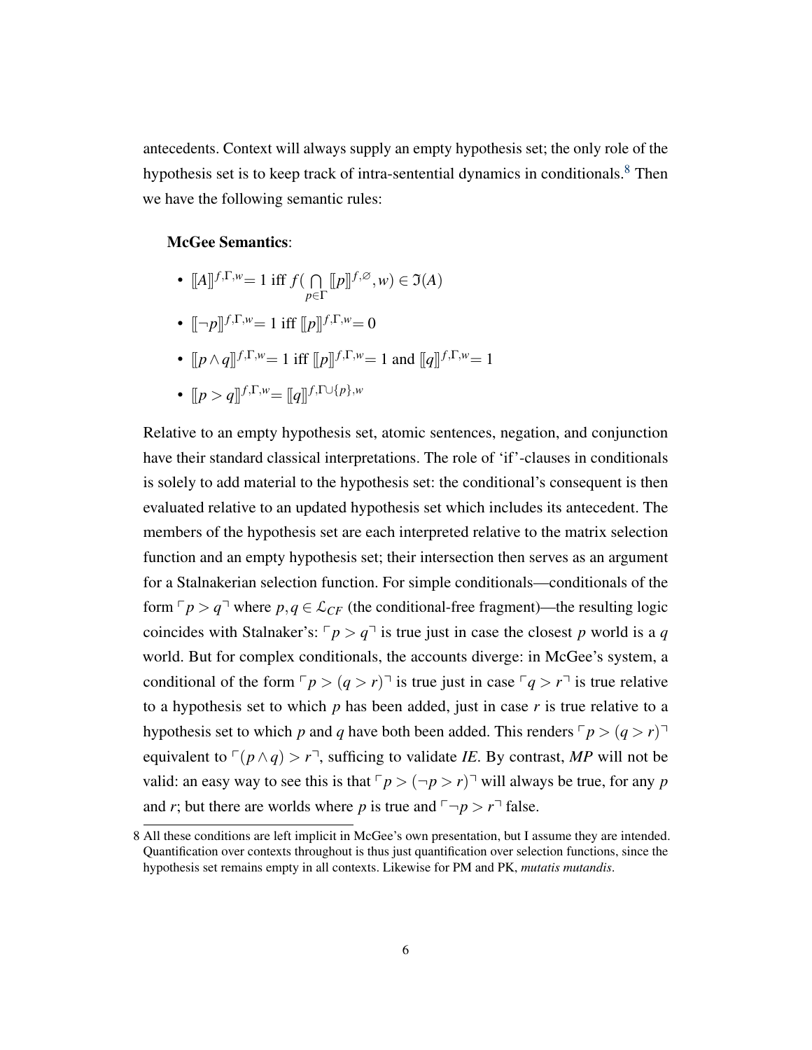antecedents. Context will always supply an empty hypothesis set; the only role of the hypothesis set is to keep track of intra-sentential dynamics in conditionals.[8] Then we have the following semantic rules:

**McGee Semantics**:

- $[\![A]\!]^{f,\Gamma,w} = 1$ iff $f(\bigcap_{p \in \Gamma} [\![p]\!]^{f,\varnothing}, w) \in \mathfrak{I}(A)$
- $[\![\neg p]\!]^{f,\Gamma,w} = 1$ iff $[\![p]\!]^{f,\Gamma,w} = 0$
- $[\![p \wedge q]\!]^{f,\Gamma,w} = 1$ iff $[\![p]\!]^{f,\Gamma,w} = 1$ and $[\![q]\!]^{f,\Gamma,w} = 1$
- $[\![p > q]\!]^{f,\Gamma,w} = [\![q]\!]^{f,\Gamma \cup \{p\},w}$

Relative to an empty hypothesis set, atomic sentences, negation, and conjunction have their standard classical interpretations. The role of 'if'-clauses in conditionals is solely to add material to the hypothesis set: the conditional's consequent is then evaluated relative to an updated hypothesis set which includes its antecedent. The members of the hypothesis set are each interpreted relative to the matrix selection function and an empty hypothesis set; their intersection then serves as an argument for a Stalnakerian selection function. For simple conditionals—conditionals of the form $\ulcorner p > q \urcorner$ where $p, q \in \mathcal{L}_{CF}$ (the conditional-free fragment)—the resulting logic coincides with Stalnaker's: $\ulcorner p > q \urcorner$ is true just in case the closest $p$ world is a $q$ world. But for complex conditionals, the accounts diverge: in McGee's system, a conditional of the form $\ulcorner p > (q > r) \urcorner$ is true just in case $\ulcorner q > r \urcorner$ is true relative to a hypothesis set to which $p$ has been added, just in case $r$ is true relative to a hypothesis set to which $p$ and $q$ have both been added. This renders $\ulcorner p > (q > r) \urcorner$ equivalent to $\ulcorner (p \wedge q) > r \urcorner$, sufficing to validate *IE*. By contrast, *MP* will not be valid: an easy way to see this is that $\ulcorner p > (\neg p > r) \urcorner$ will always be true, for any $p$ and $r$; but there are worlds where $p$ is true and $\ulcorner \neg p > r \urcorner$ false.

8 All these conditions are left implicit in McGee's own presentation, but I assume they are intended. Quantification over contexts throughout is thus just quantification over selection functions, since the hypothesis set remains empty in all contexts. Likewise for PM and PK, *mutatis mutandis*.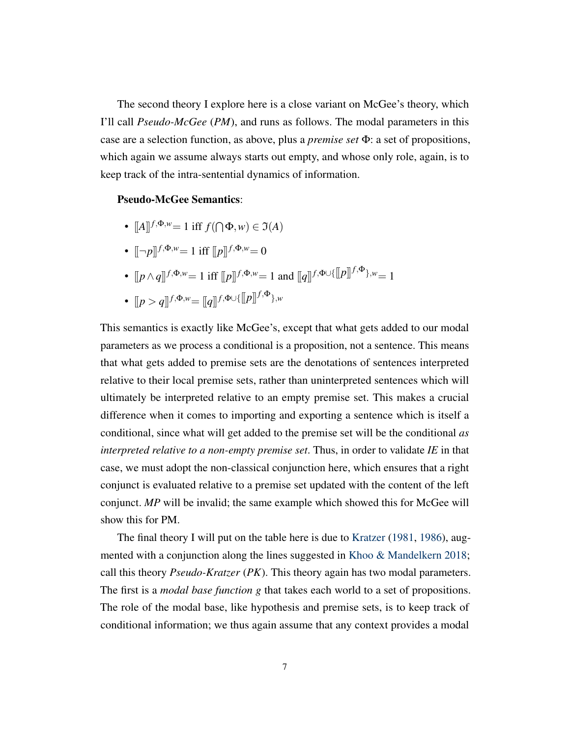The second theory I explore here is a close variant on McGee's theory, which I'll call *Pseudo-McGee* (*PM*), and runs as follows. The modal parameters in this case are a selection function, as above, plus a *premise set* $\Phi$: a set of propositions, which again we assume always starts out empty, and whose only role, again, is to keep track of the intra-sentential dynamics of information.

**Pseudo-McGee Semantics**:

- $[\![A]\!]^{f,\Phi,w} = 1$ iff $f(\bigcap\Phi, w) \in \mathfrak{I}(A)$
- $[\![\neg p]\!]^{f,\Phi,w} = 1$ iff $[\![p]\!]^{f,\Phi,w} = 0$
- $[\![p \wedge q]\!]^{f,\Phi,w} = 1$ iff $[\![p]\!]^{f,\Phi,w} = 1$ and $[\![q]\!]^{f,\Phi\cup\{[\![p]\!]^{f,\Phi}\},w} = 1$
- $[\![p > q]\!]^{f,\Phi,w} = [\![q]\!]^{f,\Phi\cup\{[\![p]\!]^{f,\Phi}\},w}$

This semantics is exactly like McGee's, except that what gets added to our modal parameters as we process a conditional is a proposition, not a sentence. This means that what gets added to premise sets are the denotations of sentences interpreted relative to their local premise sets, rather than uninterpreted sentences which will ultimately be interpreted relative to an empty premise set. This makes a crucial difference when it comes to importing and exporting a sentence which is itself a conditional, since what will get added to the premise set will be the conditional *as interpreted relative to a non-empty premise set*. Thus, in order to validate *IE* in that case, we must adopt the non-classical conjunction here, which ensures that a right conjunct is evaluated relative to a premise set updated with the content of the left conjunct. *MP* will be invalid; the same example which showed this for McGee will show this for PM.

The final theory I will put on the table here is due to Kratzer (1981, 1986), augmented with a conjunction along the lines suggested in Khoo & Mandelkern 2018; call this theory *Pseudo-Kratzer* (*PK*). This theory again has two modal parameters. The first is a *modal base function g* that takes each world to a set of propositions. The role of the modal base, like hypothesis and premise sets, is to keep track of conditional information; we thus again assume that any context provides a modal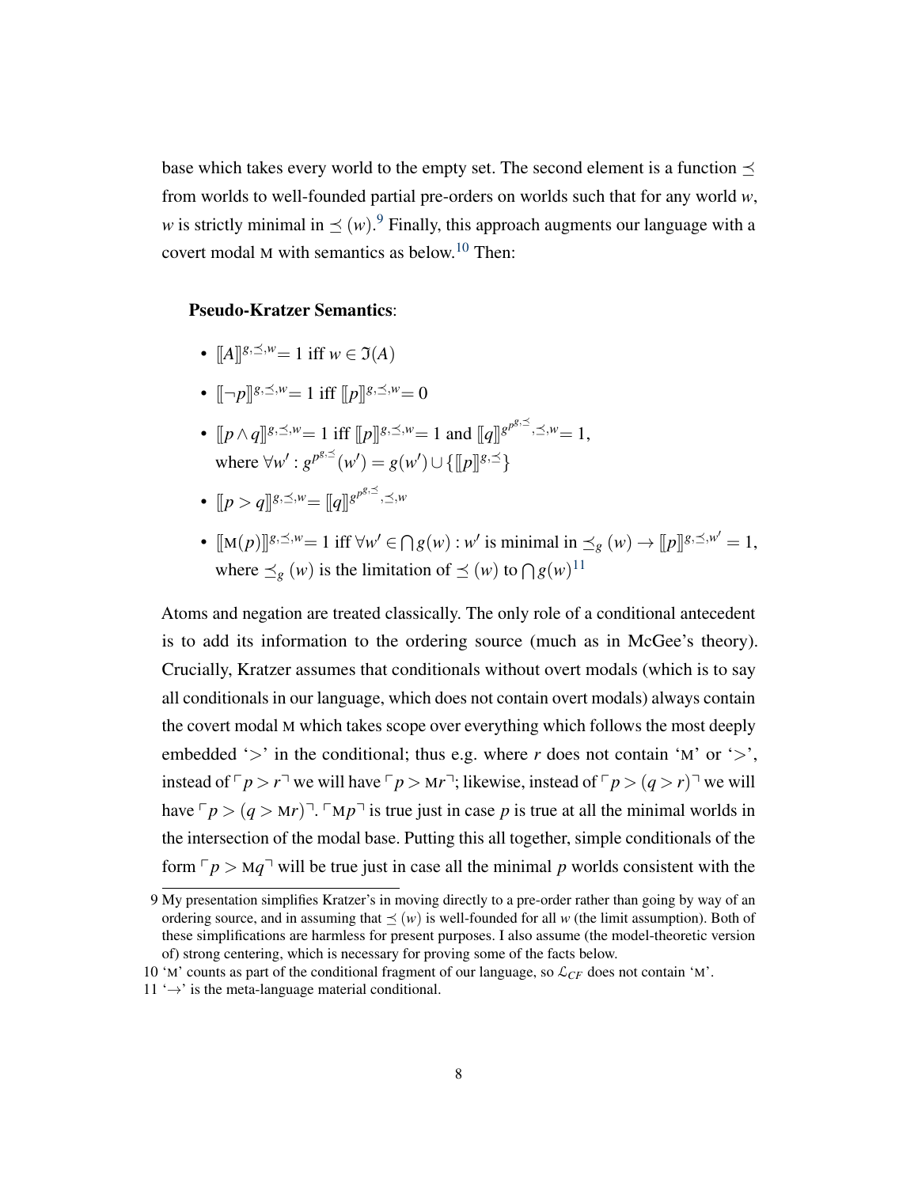base which takes every world to the empty set. The second element is a function $\preceq$ from worlds to well-founded partial pre-orders on worlds such that for any world $w$, $w$ is strictly minimal in $\preceq(w)$.[9] Finally, this approach augments our language with a covert modal M with semantics as below.[10] Then:

**Pseudo-Kratzer Semantics**:

- $[\![A]\!]^{g,\preceq,w} = 1$ iff $w \in \Im(A)$
- $[\![\neg p]\!]^{g,\preceq,w} = 1$ iff $[\![p]\!]^{g,\preceq,w} = 0$
- $[\![p \wedge q]\!]^{g,\preceq,w} = 1$ iff $[\![p]\!]^{g,\preceq,w} = 1$ and $[\![q]\!]^{g^{p^{g,\preceq}},\preceq,w} = 1$, where $\forall w' : g^{p^{g,\preceq}}(w') = g(w') \cup \{[\![p]\!]^{g,\preceq}\}$
- $[\![p > q]\!]^{g,\preceq,w} = [\![q]\!]^{g^{p^{g,\preceq}},\preceq,w}$
- $[\![\text{M}(p)]\!]^{g,\preceq,w} = 1$ iff $\forall w' \in \bigcap g(w) : w'$ is minimal in $\preceq_g(w) \rightarrow [\![p]\!]^{g,\preceq,w'} = 1$, where $\preceq_g(w)$ is the limitation of $\preceq(w)$ to $\bigcap g(w)$[11]

Atoms and negation are treated classically. The only role of a conditional antecedent is to add its information to the ordering source (much as in McGee's theory). Crucially, Kratzer assumes that conditionals without overt modals (which is to say all conditionals in our language, which does not contain overt modals) always contain the covert modal M which takes scope over everything which follows the most deeply embedded '$>$' in the conditional; thus e.g. where $r$ does not contain 'M' or '$>$', instead of $\ulcorner p > r \urcorner$ we will have $\ulcorner p > \text{M}r \urcorner$; likewise, instead of $\ulcorner p > (q > r) \urcorner$ we will have $\ulcorner p > (q > \text{M}r) \urcorner$. $\ulcorner \text{M}p \urcorner$ is true just in case $p$ is true at all the minimal worlds in the intersection of the modal base. Putting this all together, simple conditionals of the form $\ulcorner p > \text{M}q \urcorner$ will be true just in case all the minimal $p$ worlds consistent with the

9 My presentation simplifies Kratzer's in moving directly to a pre-order rather than going by way of an ordering source, and in assuming that $\preceq(w)$ is well-founded for all $w$ (the limit assumption). Both of these simplifications are harmless for present purposes. I also assume (the model-theoretic version of) strong centering, which is necessary for proving some of the facts below.

10 'M' counts as part of the conditional fragment of our language, so $\mathcal{L}_{CF}$ does not contain 'M'.

11 '$\rightarrow$' is the meta-language material conditional.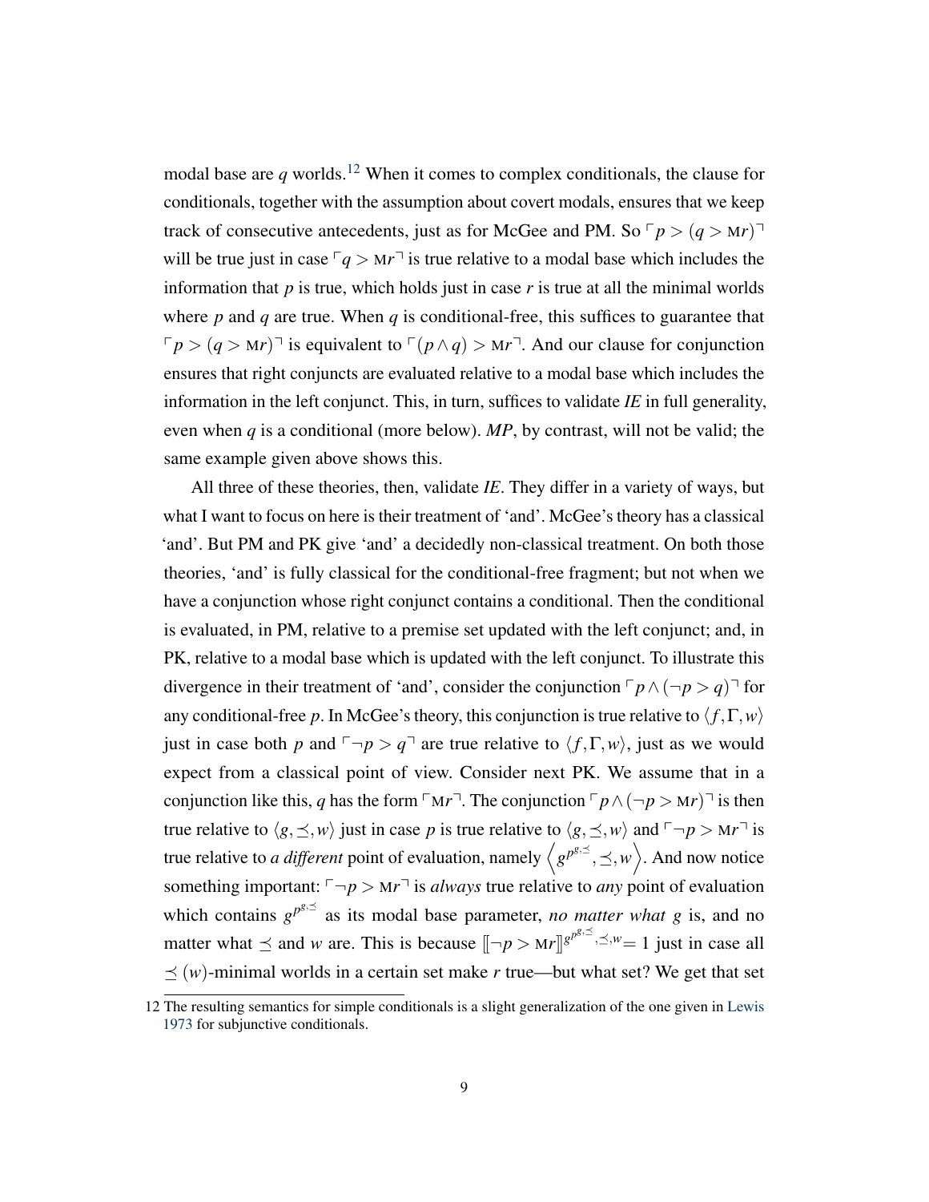modal base are $q$ worlds.[12] When it comes to complex conditionals, the clause for conditionals, together with the assumption about covert modals, ensures that we keep track of consecutive antecedents, just as for McGee and PM. So $\ulcorner p > (q > \textsc{M}r)\urcorner$ will be true just in case $\ulcorner q > \textsc{M}r\urcorner$ is true relative to a modal base which includes the information that $p$ is true, which holds just in case $r$ is true at all the minimal worlds where $p$ and $q$ are true. When $q$ is conditional-free, this suffices to guarantee that $\ulcorner p > (q > \textsc{M}r)\urcorner$ is equivalent to $\ulcorner (p \wedge q) > \textsc{M}r\urcorner$. And our clause for conjunction ensures that right conjuncts are evaluated relative to a modal base which includes the information in the left conjunct. This, in turn, suffices to validate *IE* in full generality, even when $q$ is a conditional (more below). *MP*, by contrast, will not be valid; the same example given above shows this.

All three of these theories, then, validate *IE*. They differ in a variety of ways, but what I want to focus on here is their treatment of 'and'. McGee's theory has a classical 'and'. But PM and PK give 'and' a decidedly non-classical treatment. On both those theories, 'and' is fully classical for the conditional-free fragment; but not when we have a conjunction whose right conjunct contains a conditional. Then the conditional is evaluated, in PM, relative to a premise set updated with the left conjunct; and, in PK, relative to a modal base which is updated with the left conjunct. To illustrate this divergence in their treatment of 'and', consider the conjunction $\ulcorner p \wedge (\neg p > q)\urcorner$ for any conditional-free $p$. In McGee's theory, this conjunction is true relative to $\langle f, \Gamma, w\rangle$ just in case both $p$ and $\ulcorner \neg p > q\urcorner$ are true relative to $\langle f, \Gamma, w\rangle$, just as we would expect from a classical point of view. Consider next PK. We assume that in a conjunction like this, $q$ has the form $\ulcorner \textsc{M}r\urcorner$. The conjunction $\ulcorner p \wedge (\neg p > \textsc{M}r)\urcorner$ is then true relative to $\langle g, \preceq, w\rangle$ just in case $p$ is true relative to $\langle g, \preceq, w\rangle$ and $\ulcorner \neg p > \textsc{M}r\urcorner$ is true relative to *a different* point of evaluation, namely $\left\langle g^{p^{g,\preceq}}, \preceq, w\right\rangle$. And now notice something important: $\ulcorner \neg p > \textsc{M}r\urcorner$ is *always* true relative to *any* point of evaluation which contains $g^{p^{g,\preceq}}$ as its modal base parameter, *no matter what* $g$ is, and no matter what $\preceq$ and $w$ are. This is because $[\![\neg p > \textsc{M}r]\!]^{g^{p^{g,\preceq}}, \preceq, w} = 1$ just in case all $\preceq(w)$-minimal worlds in a certain set make $r$ true—but what set? We get that set

---

12 The resulting semantics for simple conditionals is a slight generalization of the one given in Lewis 1973 for subjunctive conditionals.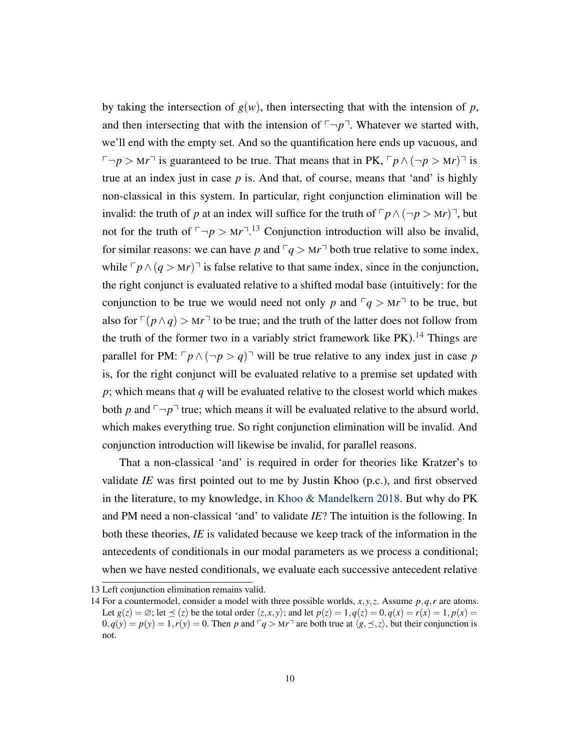by taking the intersection of $g(w)$, then intersecting that with the intension of $p$, and then intersecting that with the intension of $\ulcorner \neg p \urcorner$. Whatever we started with, we'll end with the empty set. And so the quantification here ends up vacuous, and $\ulcorner \neg p > \textsc{M}r \urcorner$ is guaranteed to be true. That means that in PK, $\ulcorner p \wedge (\neg p > \textsc{M}r) \urcorner$ is true at an index just in case $p$ is. And that, of course, means that 'and' is highly non-classical in this system. In particular, right conjunction elimination will be invalid: the truth of $p$ at an index will suffice for the truth of $\ulcorner p \wedge (\neg p > \textsc{M}r) \urcorner$, but not for the truth of $\ulcorner \neg p > \textsc{M}r \urcorner$.[13] Conjunction introduction will also be invalid, for similar reasons: we can have $p$ and $\ulcorner q > \textsc{M}r \urcorner$ both true relative to some index, while $\ulcorner p \wedge (q > \textsc{M}r) \urcorner$ is false relative to that same index, since in the conjunction, the right conjunct is evaluated relative to a shifted modal base (intuitively: for the conjunction to be true we would need not only $p$ and $\ulcorner q > \textsc{M}r \urcorner$ to be true, but also for $\ulcorner (p \wedge q) > \textsc{M}r \urcorner$ to be true; and the truth of the latter does not follow from the truth of the former two in a variably strict framework like PK).[14] Things are parallel for PM: $\ulcorner p \wedge (\neg p > q) \urcorner$ will be true relative to any index just in case $p$ is, for the right conjunct will be evaluated relative to a premise set updated with $p$; which means that $q$ will be evaluated relative to the closest world which makes both $p$ and $\ulcorner \neg p \urcorner$ true; which means it will be evaluated relative to the absurd world, which makes everything true. So right conjunction elimination will be invalid. And conjunction introduction will likewise be invalid, for parallel reasons.

That a non-classical 'and' is required in order for theories like Kratzer's to validate *IE* was first pointed out to me by Justin Khoo (p.c.), and first observed in the literature, to my knowledge, in Khoo & Mandelkern 2018. But why do PK and PM need a non-classical 'and' to validate *IE*? The intuition is the following. In both these theories, *IE* is validated because we keep track of the information in the antecedents of conditionals in our modal parameters as we process a conditional; when we have nested conditionals, we evaluate each successive antecedent relative

13 Left conjunction elimination remains valid.

14 For a countermodel, consider a model with three possible worlds, $x, y, z$. Assume $p, q, r$ are atoms. Let $g(z) = \varnothing$; let $\preceq (z)$ be the total order $\langle z, x, y \rangle$; and let $p(z) = 1, q(z) = 0, q(x) = r(x) = 1, p(x) = 0, q(y) = p(y) = 1, r(y) = 0$. Then $p$ and $\ulcorner q > \textsc{M}r \urcorner$ are both true at $\langle g, \preceq, z \rangle$, but their conjunction is not.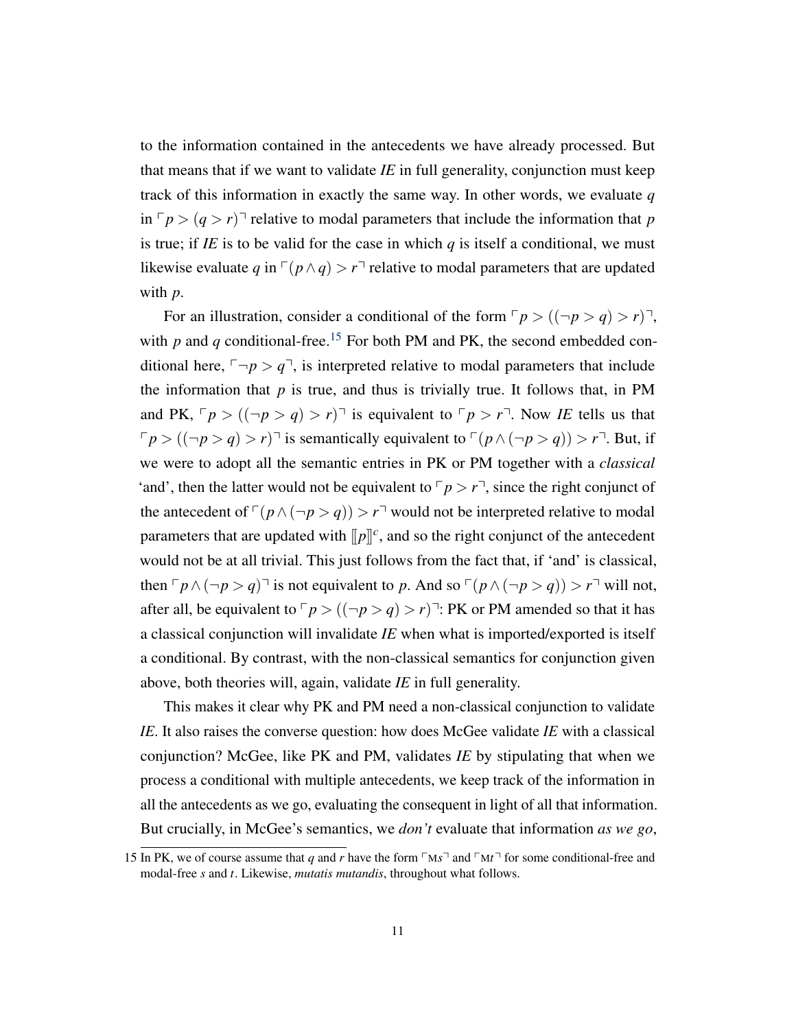to the information contained in the antecedents we have already processed. But that means that if we want to validate *IE* in full generality, conjunction must keep track of this information in exactly the same way. In other words, we evaluate $q$ in $\ulcorner p > (q > r)\urcorner$ relative to modal parameters that include the information that $p$ is true; if *IE* is to be valid for the case in which $q$ is itself a conditional, we must likewise evaluate $q$ in $\ulcorner (p \wedge q) > r\urcorner$ relative to modal parameters that are updated with $p$.

For an illustration, consider a conditional of the form $\ulcorner p > ((\neg p > q) > r)\urcorner$, with $p$ and $q$ conditional-free.[15] For both PM and PK, the second embedded conditional here, $\ulcorner \neg p > q\urcorner$, is interpreted relative to modal parameters that include the information that $p$ is true, and thus is trivially true. It follows that, in PM and PK, $\ulcorner p > ((\neg p > q) > r)\urcorner$ is equivalent to $\ulcorner p > r\urcorner$. Now *IE* tells us that $\ulcorner p > ((\neg p > q) > r)\urcorner$ is semantically equivalent to $\ulcorner (p \wedge (\neg p > q)) > r\urcorner$. But, if we were to adopt all the semantic entries in PK or PM together with a *classical* 'and', then the latter would not be equivalent to $\ulcorner p > r\urcorner$, since the right conjunct of the antecedent of $\ulcorner (p \wedge (\neg p > q)) > r\urcorner$ would not be interpreted relative to modal parameters that are updated with $[\![p]\!]^c$, and so the right conjunct of the antecedent would not be at all trivial. This just follows from the fact that, if 'and' is classical, then $\ulcorner p \wedge (\neg p > q)\urcorner$ is not equivalent to $p$. And so $\ulcorner (p \wedge (\neg p > q)) > r\urcorner$ will not, after all, be equivalent to $\ulcorner p > ((\neg p > q) > r)\urcorner$: PK or PM amended so that it has a classical conjunction will invalidate *IE* when what is imported/exported is itself a conditional. By contrast, with the non-classical semantics for conjunction given above, both theories will, again, validate *IE* in full generality.

This makes it clear why PK and PM need a non-classical conjunction to validate *IE*. It also raises the converse question: how does McGee validate *IE* with a classical conjunction? McGee, like PK and PM, validates *IE* by stipulating that when we process a conditional with multiple antecedents, we keep track of the information in all the antecedents as we go, evaluating the consequent in light of all that information. But crucially, in McGee's semantics, we *don't* evaluate that information *as we go*,

15 In PK, we of course assume that $q$ and $r$ have the form $\ulcorner \mathrm{M}s\urcorner$ and $\ulcorner \mathrm{M}t\urcorner$ for some conditional-free and modal-free $s$ and $t$. Likewise, *mutatis mutandis*, throughout what follows.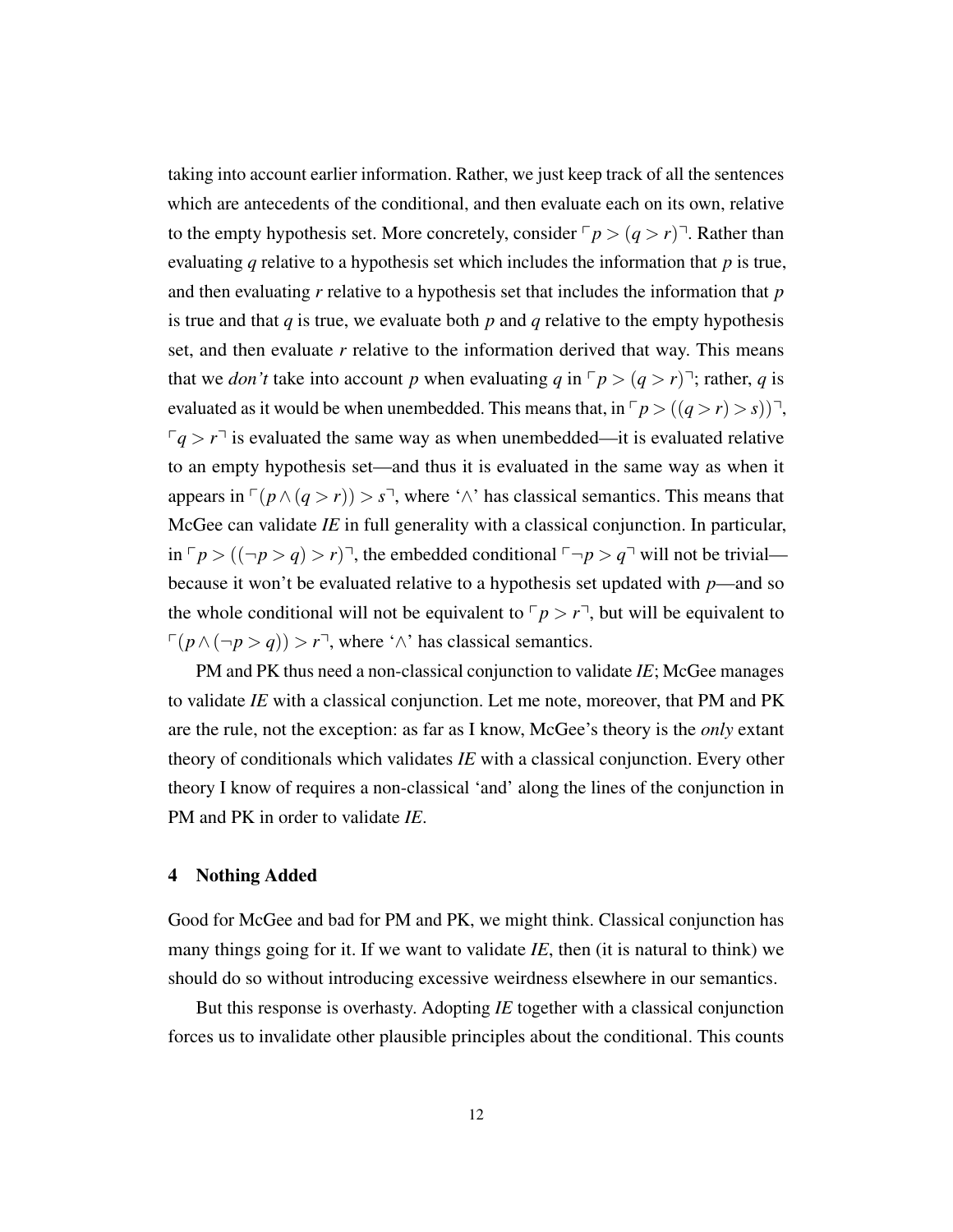taking into account earlier information. Rather, we just keep track of all the sentences which are antecedents of the conditional, and then evaluate each on its own, relative to the empty hypothesis set. More concretely, consider $\ulcorner p > (q > r) \urcorner$. Rather than evaluating $q$ relative to a hypothesis set which includes the information that $p$ is true, and then evaluating $r$ relative to a hypothesis set that includes the information that $p$ is true and that $q$ is true, we evaluate both $p$ and $q$ relative to the empty hypothesis set, and then evaluate $r$ relative to the information derived that way. This means that we *don't* take into account $p$ when evaluating $q$ in $\ulcorner p > (q > r) \urcorner$; rather, $q$ is evaluated as it would be when unembedded. This means that, in $\ulcorner p > ((q > r) > s)) \urcorner$, $\ulcorner q > r \urcorner$ is evaluated the same way as when unembedded—it is evaluated relative to an empty hypothesis set—and thus it is evaluated in the same way as when it appears in $\ulcorner (p \wedge (q > r)) > s \urcorner$, where '$\wedge$' has classical semantics. This means that McGee can validate *IE* in full generality with a classical conjunction. In particular, in $\ulcorner p > ((\neg p > q) > r) \urcorner$, the embedded conditional $\ulcorner \neg p > q \urcorner$ will not be trivial—because it won't be evaluated relative to a hypothesis set updated with $p$—and so the whole conditional will not be equivalent to $\ulcorner p > r \urcorner$, but will be equivalent to $\ulcorner (p \wedge (\neg p > q)) > r \urcorner$, where '$\wedge$' has classical semantics.

PM and PK thus need a non-classical conjunction to validate *IE*; McGee manages to validate *IE* with a classical conjunction. Let me note, moreover, that PM and PK are the rule, not the exception: as far as I know, McGee's theory is the *only* extant theory of conditionals which validates *IE* with a classical conjunction. Every other theory I know of requires a non-classical 'and' along the lines of the conjunction in PM and PK in order to validate *IE*.

## 4 Nothing Added

Good for McGee and bad for PM and PK, we might think. Classical conjunction has many things going for it. If we want to validate *IE*, then (it is natural to think) we should do so without introducing excessive weirdness elsewhere in our semantics.

But this response is overhasty. Adopting *IE* together with a classical conjunction forces us to invalidate other plausible principles about the conditional. This counts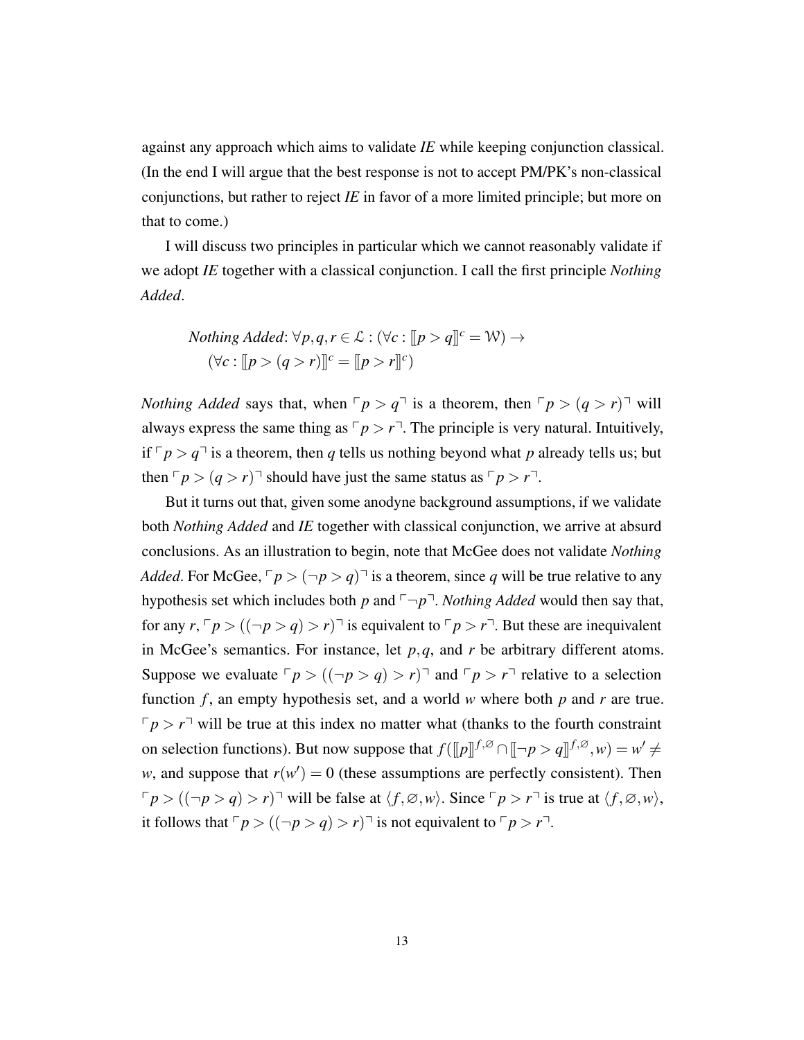against any approach which aims to validate *IE* while keeping conjunction classical. (In the end I will argue that the best response is not to accept PM/PK's non-classical conjunctions, but rather to reject *IE* in favor of a more limited principle; but more on that to come.)

I will discuss two principles in particular which we cannot reasonably validate if we adopt *IE* together with a classical conjunction. I call the first principle *Nothing Added*.

> *Nothing Added*: $\forall p,q,r \in \mathcal{L} : (\forall c : [\![p > q]\!]^c = \mathcal{W}) \rightarrow$
> $(\forall c : [\![p > (q > r)]\!]^c = [\![p > r]\!]^c)$

*Nothing Added* says that, when $\ulcorner p > q \urcorner$ is a theorem, then $\ulcorner p > (q > r) \urcorner$ will always express the same thing as $\ulcorner p > r \urcorner$. The principle is very natural. Intuitively, if $\ulcorner p > q \urcorner$ is a theorem, then $q$ tells us nothing beyond what $p$ already tells us; but then $\ulcorner p > (q > r) \urcorner$ should have just the same status as $\ulcorner p > r \urcorner$.

But it turns out that, given some anodyne background assumptions, if we validate both *Nothing Added* and *IE* together with classical conjunction, we arrive at absurd conclusions. As an illustration to begin, note that McGee does not validate *Nothing Added*. For McGee, $\ulcorner p > (\neg p > q) \urcorner$ is a theorem, since $q$ will be true relative to any hypothesis set which includes both $p$ and $\ulcorner \neg p \urcorner$. *Nothing Added* would then say that, for any $r$, $\ulcorner p > ((\neg p > q) > r) \urcorner$ is equivalent to $\ulcorner p > r \urcorner$. But these are inequivalent in McGee's semantics. For instance, let $p, q$, and $r$ be arbitrary different atoms. Suppose we evaluate $\ulcorner p > ((\neg p > q) > r) \urcorner$ and $\ulcorner p > r \urcorner$ relative to a selection function $f$, an empty hypothesis set, and a world $w$ where both $p$ and $r$ are true. $\ulcorner p > r \urcorner$ will be true at this index no matter what (thanks to the fourth constraint on selection functions). But now suppose that $f([\![p]\!]^{f,\varnothing} \cap [\![\neg p > q]\!]^{f,\varnothing}, w) = w' \neq w$, and suppose that $r(w') = 0$ (these assumptions are perfectly consistent). Then $\ulcorner p > ((\neg p > q) > r) \urcorner$ will be false at $\langle f, \varnothing, w \rangle$. Since $\ulcorner p > r \urcorner$ is true at $\langle f, \varnothing, w \rangle$, it follows that $\ulcorner p > ((\neg p > q) > r) \urcorner$ is not equivalent to $\ulcorner p > r \urcorner$.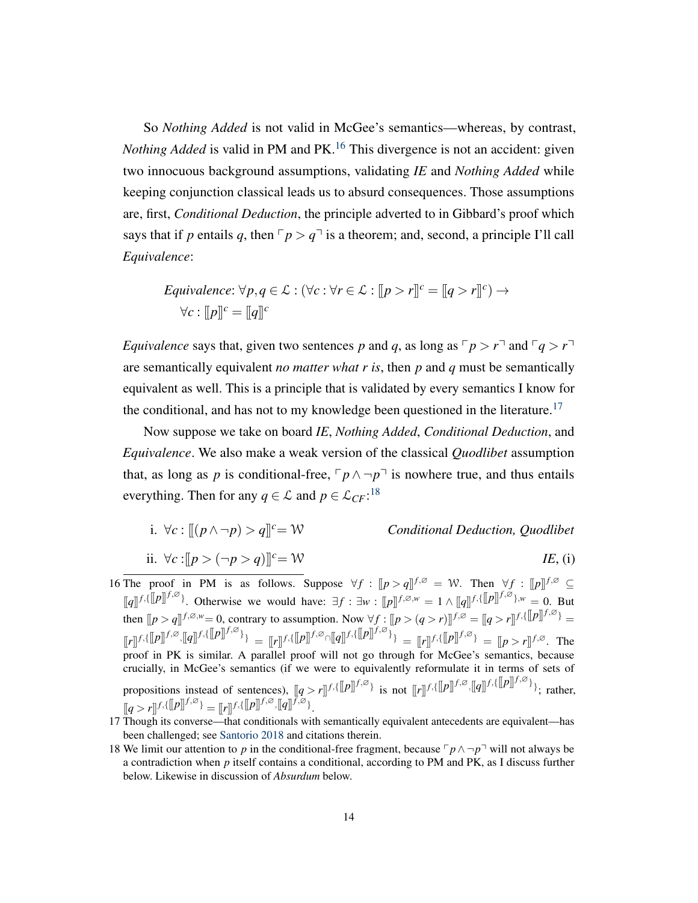So *Nothing Added* is not valid in McGee's semantics—whereas, by contrast, *Nothing Added* is valid in PM and PK.[16] This divergence is not an accident: given two innocuous background assumptions, validating *IE* and *Nothing Added* while keeping conjunction classical leads us to absurd consequences. Those assumptions are, first, *Conditional Deduction*, the principle adverted to in Gibbard's proof which says that if $p$ entails $q$, then $\ulcorner p > q \urcorner$ is a theorem; and, second, a principle I'll call *Equivalence*:

*Equivalence*: $\forall p, q \in \mathcal{L} : (\forall c : \forall r \in \mathcal{L} : [\![p > r]\!]^c = [\![q > r]\!]^c) \rightarrow$
$\forall c : [\![p]\!]^c = [\![q]\!]^c$

*Equivalence* says that, given two sentences $p$ and $q$, as long as $\ulcorner p > r \urcorner$ and $\ulcorner q > r \urcorner$ are semantically equivalent *no matter what r is*, then $p$ and $q$ must be semantically equivalent as well. This is a principle that is validated by every semantics I know for the conditional, and has not to my knowledge been questioned in the literature.[17]

Now suppose we take on board *IE*, *Nothing Added*, *Conditional Deduction*, and *Equivalence*. We also make a weak version of the classical *Quodlibet* assumption that, as long as $p$ is conditional-free, $\ulcorner p \wedge \neg p \urcorner$ is nowhere true, and thus entails everything. Then for any $q \in \mathcal{L}$ and $p \in \mathcal{L}_{CF}$:[18]

i. $\forall c : [\![(p \wedge \neg p) > q]\!]^c = \mathcal{W}$ — *Conditional Deduction, Quodlibet*

ii. $\forall c : [\![p > (\neg p > q)]\!]^c = \mathcal{W}$ — *IE*, (i)

---

16 The proof in PM is as follows. Suppose $\forall f : [\![p > q]\!]^{f,\varnothing} = \mathcal{W}$. Then $\forall f : [\![p]\!]^{f,\varnothing} \subseteq [\![q]\!]^{f,\{[\![p]\!]^{f,\varnothing}\}}$. Otherwise we would have: $\exists f : \exists w : [\![p]\!]^{f,\varnothing,w} = 1 \wedge [\![q]\!]^{f,\{[\![p]\!]^{f,\varnothing}\},w} = 0$. But then $[\![p > q]\!]^{f,\varnothing,w} = 0$, contrary to assumption. Now $\forall f : [\![p > (q > r)]\!]^{f,\varnothing} = [\![q > r]\!]^{f,\{[\![p]\!]^{f,\varnothing}\}} = [\![r]\!]^{f,\{[\![p]\!]^{f,\varnothing},[\![q]\!]^{f,\{[\![p]\!]^{f,\varnothing}\}}\}} = [\![r]\!]^{f,\{[\![p]\!]^{f,\varnothing} \cap [\![q]\!]^{f,\{[\![p]\!]^{f,\varnothing}\}}\}} = [\![r]\!]^{f,\{[\![p]\!]^{f,\varnothing}\}} = [\![p > r]\!]^{f,\varnothing}$. The proof in PK is similar. A parallel proof will not go through for McGee's semantics, because crucially, in McGee's semantics (if we were to equivalently reformulate it in terms of sets of propositions instead of sentences), $[\![q > r]\!]^{f,\{[\![p]\!]^{f,\varnothing}\}}$ is not $[\![r]\!]^{f,\{[\![p]\!]^{f,\varnothing},[\![q]\!]^{f,\{[\![p]\!]^{f,\varnothing}\}}\}}$; rather, $[\![q > r]\!]^{f,\{[\![p]\!]^{f,\varnothing}\}} = [\![r]\!]^{f,\{[\![p]\!]^{f,\varnothing},[\![q]\!]^{f,\varnothing}\}}$.

17 Though its converse—that conditionals with semantically equivalent antecedents are equivalent—has been challenged; see Santorio 2018 and citations therein.

18 We limit our attention to $p$ in the conditional-free fragment, because $\ulcorner p \wedge \neg p \urcorner$ will not always be a contradiction when $p$ itself contains a conditional, according to PM and PK, as I discuss further below. Likewise in discussion of *Absurdum* below.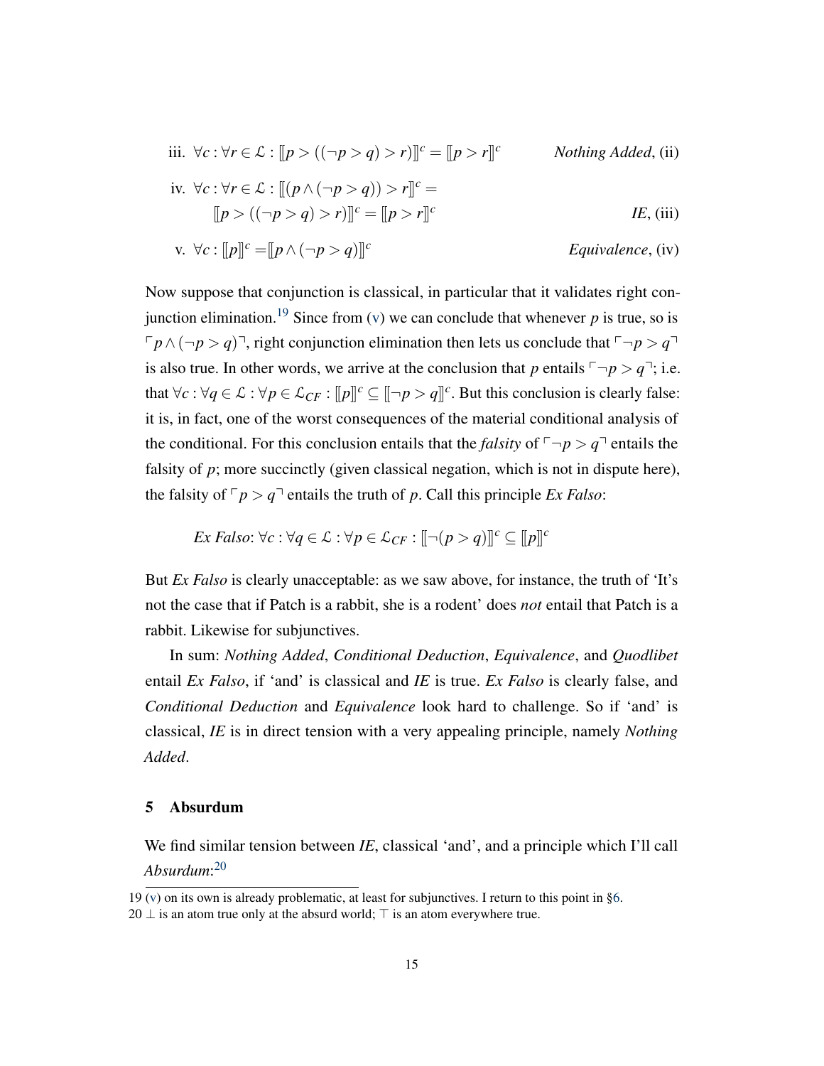iii. $\forall c : \forall r \in \mathcal{L} : [\![p > ((\neg p > q) > r)]\!]^c = [\![p > r]\!]^c$ *Nothing Added*, (ii)

iv. $\forall c : \forall r \in \mathcal{L} : [\![(p \wedge (\neg p > q)) > r]\!]^c =$
$[\![p > ((\neg p > q) > r)]\!]^c = [\![p > r]\!]^c$ *IE*, (iii)

v. $\forall c : [\![p]\!]^c = [\![p \wedge (\neg p > q)]\!]^c$ *Equivalence*, (iv)

Now suppose that conjunction is classical, in particular that it validates right conjunction elimination.[19] Since from (v) we can conclude that whenever $p$ is true, so is $\ulcorner p \wedge (\neg p > q) \urcorner$, right conjunction elimination then lets us conclude that $\ulcorner \neg p > q \urcorner$ is also true. In other words, we arrive at the conclusion that $p$ entails $\ulcorner \neg p > q \urcorner$; i.e. that $\forall c : \forall q \in \mathcal{L} : \forall p \in \mathcal{L}_{CF} : [\![p]\!]^c \subseteq [\![\neg p > q]\!]^c$. But this conclusion is clearly false: it is, in fact, one of the worst consequences of the material conditional analysis of the conditional. For this conclusion entails that the *falsity* of $\ulcorner \neg p > q \urcorner$ entails the falsity of $p$; more succinctly (given classical negation, which is not in dispute here), the falsity of $\ulcorner p > q \urcorner$ entails the truth of $p$. Call this principle *Ex Falso*:

*Ex Falso*: $\forall c : \forall q \in \mathcal{L} : \forall p \in \mathcal{L}_{CF} : [\![\neg(p > q)]\!]^c \subseteq [\![p]\!]^c$

But *Ex Falso* is clearly unacceptable: as we saw above, for instance, the truth of 'It's not the case that if Patch is a rabbit, she is a rodent' does *not* entail that Patch is a rabbit. Likewise for subjunctives.

In sum: *Nothing Added*, *Conditional Deduction*, *Equivalence*, and *Quodlibet* entail *Ex Falso*, if 'and' is classical and *IE* is true. *Ex Falso* is clearly false, and *Conditional Deduction* and *Equivalence* look hard to challenge. So if 'and' is classical, *IE* is in direct tension with a very appealing principle, namely *Nothing Added*.

## 5 Absurdum

We find similar tension between *IE*, classical 'and', and a principle which I'll call *Absurdum*:[20]

---

19 (v) on its own is already problematic, at least for subjunctives. I return to this point in §6.

20 $\bot$ is an atom true only at the absurd world; $\top$ is an atom everywhere true.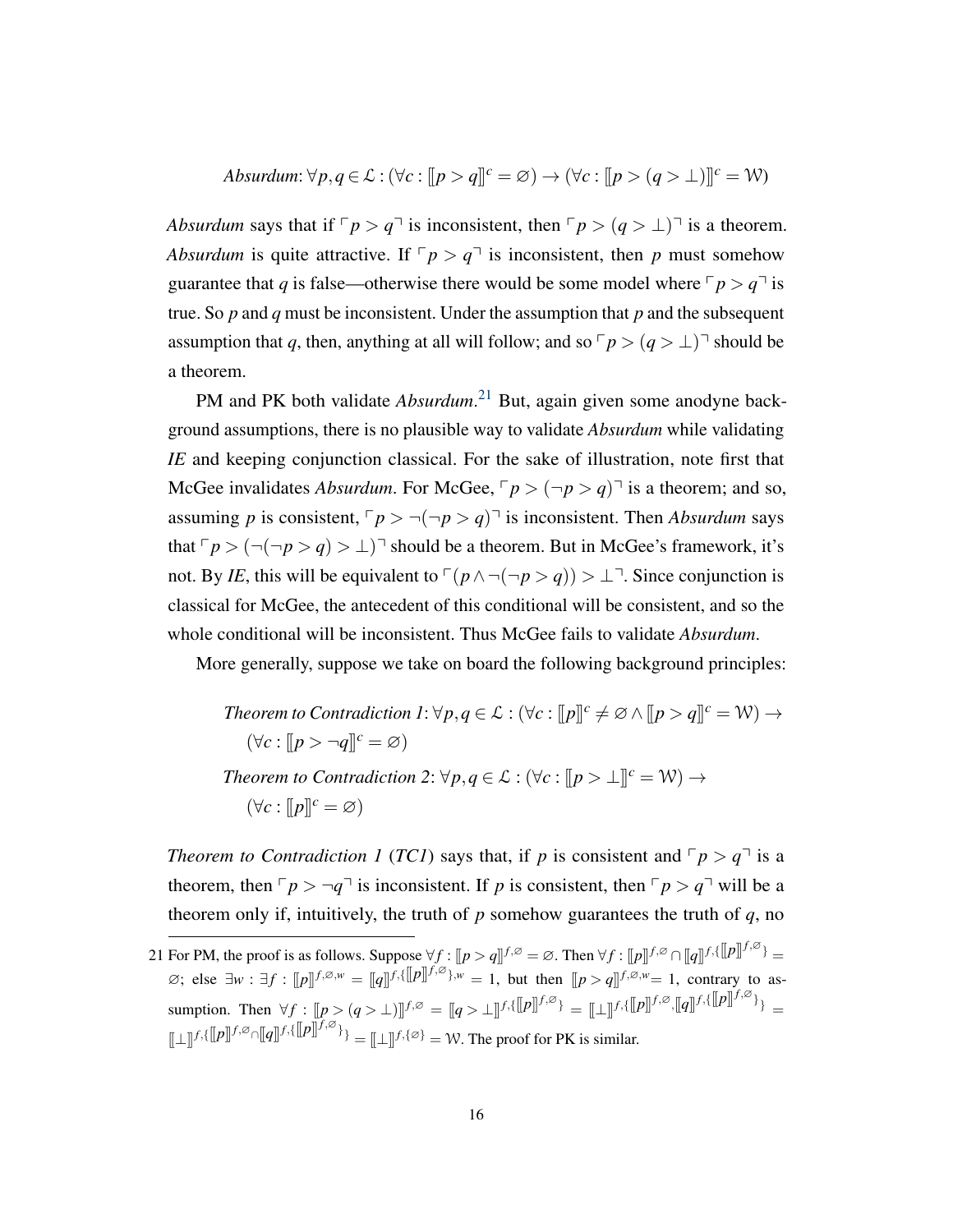*Absurdum*: $\forall p, q \in \mathcal{L} : (\forall c : [\![p > q]\!]^c = \varnothing) \rightarrow (\forall c : [\![p > (q > \bot)]\!]^c = \mathcal{W})$

*Absurdum* says that if $\ulcorner p > q \urcorner$ is inconsistent, then $\ulcorner p > (q > \bot) \urcorner$ is a theorem. *Absurdum* is quite attractive. If $\ulcorner p > q \urcorner$ is inconsistent, then $p$ must somehow guarantee that $q$ is false—otherwise there would be some model where $\ulcorner p > q \urcorner$ is true. So $p$ and $q$ must be inconsistent. Under the assumption that $p$ and the subsequent assumption that $q$, then, anything at all will follow; and so $\ulcorner p > (q > \bot) \urcorner$ should be a theorem.

PM and PK both validate *Absurdum*.[21] But, again given some anodyne background assumptions, there is no plausible way to validate *Absurdum* while validating *IE* and keeping conjunction classical. For the sake of illustration, note first that McGee invalidates *Absurdum*. For McGee, $\ulcorner p > (\neg p > q) \urcorner$ is a theorem; and so, assuming $p$ is consistent, $\ulcorner p > \neg(\neg p > q) \urcorner$ is inconsistent. Then *Absurdum* says that $\ulcorner p > (\neg(\neg p > q) > \bot) \urcorner$ should be a theorem. But in McGee's framework, it's not. By *IE*, this will be equivalent to $\ulcorner (p \wedge \neg(\neg p > q)) > \bot \urcorner$. Since conjunction is classical for McGee, the antecedent of this conditional will be consistent, and so the whole conditional will be inconsistent. Thus McGee fails to validate *Absurdum*.

More generally, suppose we take on board the following background principles:

> *Theorem to Contradiction 1*: $\forall p, q \in \mathcal{L} : (\forall c : [\![p]\!]^c \neq \varnothing \wedge [\![p > q]\!]^c = \mathcal{W}) \rightarrow (\forall c : [\![p > \neg q]\!]^c = \varnothing)$
>
> *Theorem to Contradiction 2*: $\forall p, q \in \mathcal{L} : (\forall c : [\![p > \bot]\!]^c = \mathcal{W}) \rightarrow (\forall c : [\![p]\!]^c = \varnothing)$

*Theorem to Contradiction 1* (*TC1*) says that, if $p$ is consistent and $\ulcorner p > q \urcorner$ is a theorem, then $\ulcorner p > \neg q \urcorner$ is inconsistent. If $p$ is consistent, then $\ulcorner p > q \urcorner$ will be a theorem only if, intuitively, the truth of $p$ somehow guarantees the truth of $q$, no

---

21 For PM, the proof is as follows. Suppose $\forall f : [\![p > q]\!]^{f,\varnothing} = \varnothing$. Then $\forall f : [\![p]\!]^{f,\varnothing} \cap [\![q]\!]^{f,\{[\![p]\!]^{f,\varnothing}\}} = \varnothing$; else $\exists w : \exists f : [\![p]\!]^{f,\varnothing,w} = [\![q]\!]^{f,\{[\![p]\!]^{f,\varnothing}\},w} = 1$, but then $[\![p > q]\!]^{f,\varnothing,w} = 1$, contrary to assumption. Then $\forall f : [\![p > (q > \bot)]\!]^{f,\varnothing} = [\![q > \bot]\!]^{f,\{[\![p]\!]^{f,\varnothing}\}} = [\![\bot]\!]^{f,\{[\![p]\!]^{f,\varnothing},[\![q]\!]^{f,\{[\![p]\!]^{f,\varnothing}\}}\}} = [\![\bot]\!]^{f,\{[\![p]\!]^{f,\varnothing} \cap [\![q]\!]^{f,\{[\![p]\!]^{f,\varnothing}\}}\}} = [\![\bot]\!]^{f,\{\varnothing\}} = \mathcal{W}$. The proof for PK is similar.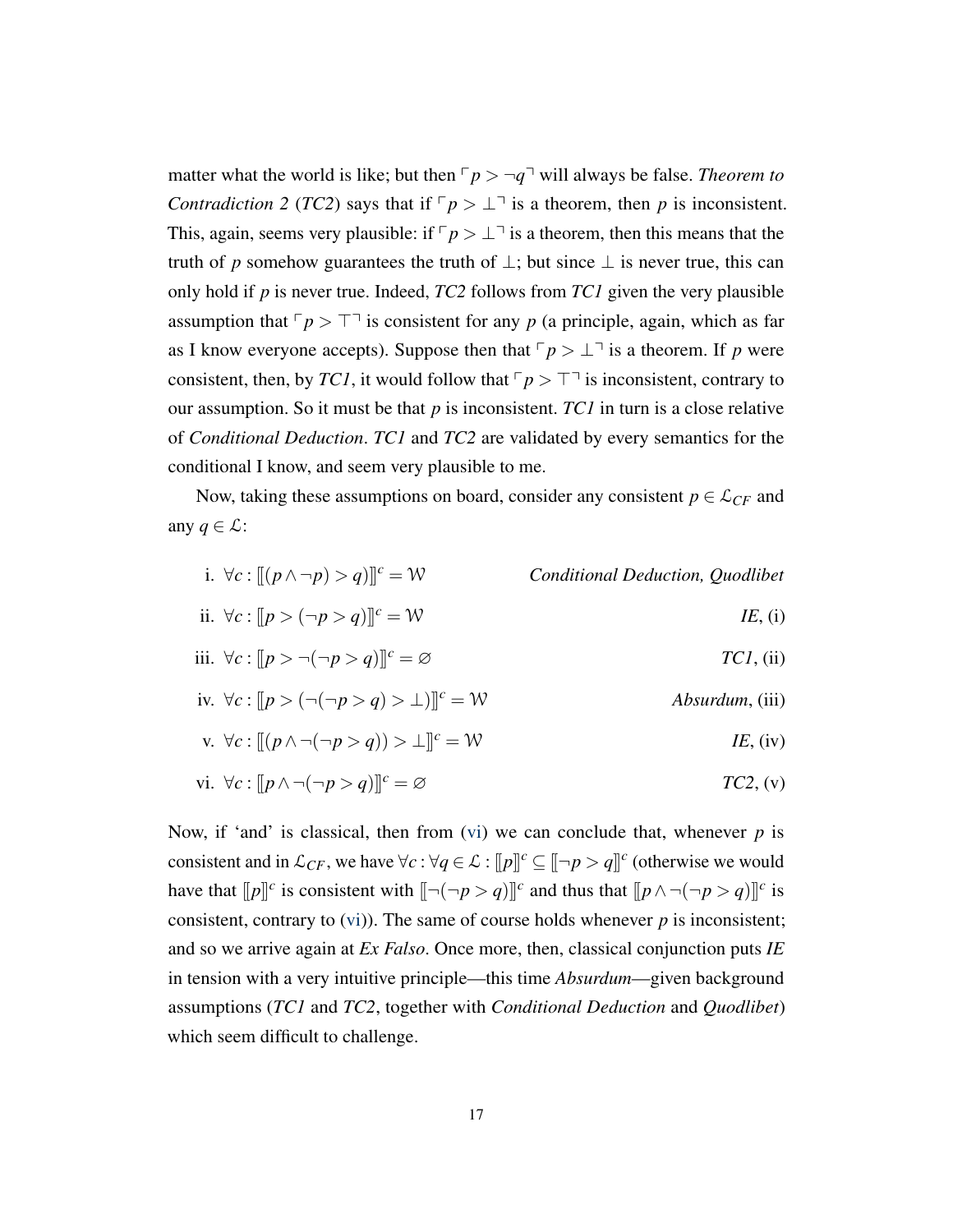matter what the world is like; but then $\ulcorner p > \neg q \urcorner$ will always be false. *Theorem to Contradiction 2* (*TC2*) says that if $\ulcorner p > \bot \urcorner$ is a theorem, then $p$ is inconsistent. This, again, seems very plausible: if $\ulcorner p > \bot \urcorner$ is a theorem, then this means that the truth of $p$ somehow guarantees the truth of $\bot$; but since $\bot$ is never true, this can only hold if $p$ is never true. Indeed, *TC2* follows from *TC1* given the very plausible assumption that $\ulcorner p > \top \urcorner$ is consistent for any $p$ (a principle, again, which as far as I know everyone accepts). Suppose then that $\ulcorner p > \bot \urcorner$ is a theorem. If $p$ were consistent, then, by *TC1*, it would follow that $\ulcorner p > \top \urcorner$ is inconsistent, contrary to our assumption. So it must be that $p$ is inconsistent. *TC1* in turn is a close relative of *Conditional Deduction*. *TC1* and *TC2* are validated by every semantics for the conditional I know, and seem very plausible to me.

Now, taking these assumptions on board, consider any consistent $p \in \mathcal{L}_{CF}$ and any $q \in \mathcal{L}$:

i. $\forall c : [\![(p \wedge \neg p) > q)]\!]^c = \mathcal{W}$ — *Conditional Deduction, Quodlibet*

ii. $\forall c : [\![p > (\neg p > q)]\!]^c = \mathcal{W}$ — *IE*, (i)

iii. $\forall c : [\![p > \neg(\neg p > q)]\!]^c = \varnothing$ — *TC1*, (ii)

iv. $\forall c : [\![p > (\neg(\neg p > q) > \bot)]\!]^c = \mathcal{W}$ — *Absurdum*, (iii)

v. $\forall c : [\![(p \wedge \neg(\neg p > q)) > \bot]\!]^c = \mathcal{W}$ — *IE*, (iv)

vi. $\forall c : [\![p \wedge \neg(\neg p > q)]\!]^c = \varnothing$ — *TC2*, (v)

Now, if 'and' is classical, then from (vi) we can conclude that, whenever $p$ is consistent and in $\mathcal{L}_{CF}$, we have $\forall c : \forall q \in \mathcal{L} : [\![p]\!]^c \subseteq [\![\neg p > q]\!]^c$ (otherwise we would have that $[\![p]\!]^c$ is consistent with $[\![\neg(\neg p > q)]\!]^c$ and thus that $[\![p \wedge \neg(\neg p > q)]\!]^c$ is consistent, contrary to (vi)). The same of course holds whenever $p$ is inconsistent; and so we arrive again at *Ex Falso*. Once more, then, classical conjunction puts *IE* in tension with a very intuitive principle—this time *Absurdum*—given background assumptions (*TC1* and *TC2*, together with *Conditional Deduction* and *Quodlibet*) which seem difficult to challenge.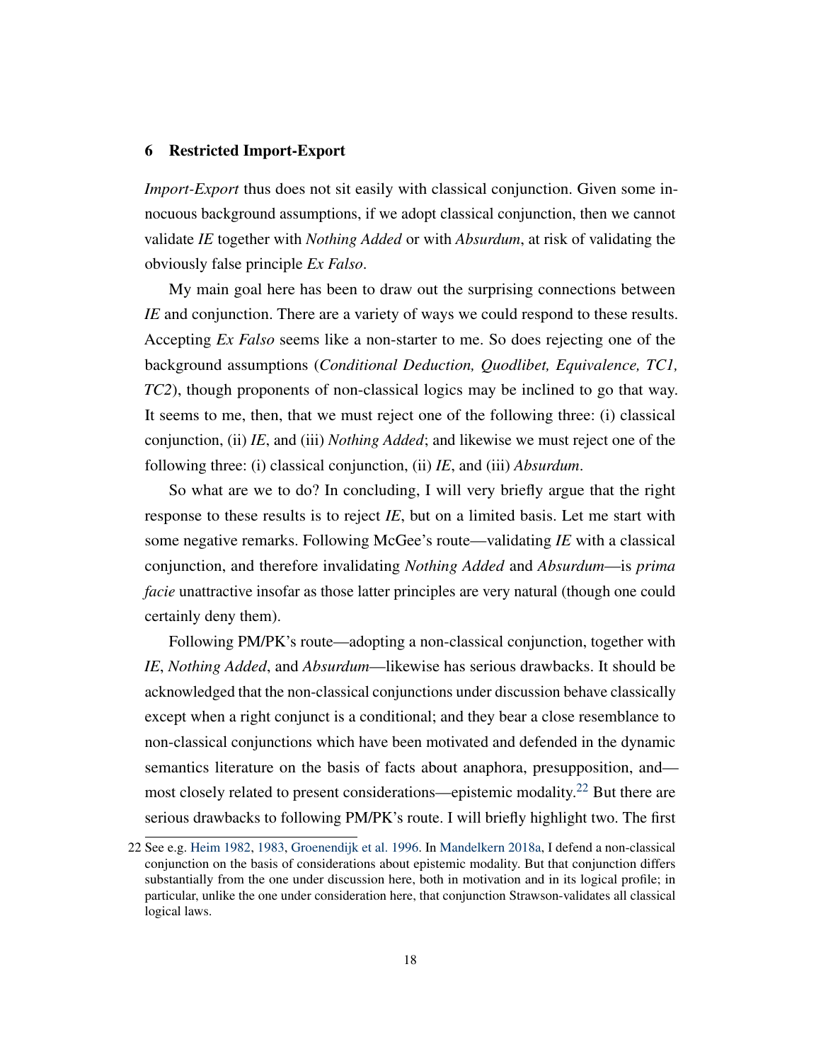## 6 Restricted Import-Export

*Import-Export* thus does not sit easily with classical conjunction. Given some innocuous background assumptions, if we adopt classical conjunction, then we cannot validate *IE* together with *Nothing Added* or with *Absurdum*, at risk of validating the obviously false principle *Ex Falso*.

My main goal here has been to draw out the surprising connections between *IE* and conjunction. There are a variety of ways we could respond to these results. Accepting *Ex Falso* seems like a non-starter to me. So does rejecting one of the background assumptions (*Conditional Deduction, Quodlibet, Equivalence, TC1, TC2*), though proponents of non-classical logics may be inclined to go that way. It seems to me, then, that we must reject one of the following three: (i) classical conjunction, (ii) *IE*, and (iii) *Nothing Added*; and likewise we must reject one of the following three: (i) classical conjunction, (ii) *IE*, and (iii) *Absurdum*.

So what are we to do? In concluding, I will very briefly argue that the right response to these results is to reject *IE*, but on a limited basis. Let me start with some negative remarks. Following McGee's route—validating *IE* with a classical conjunction, and therefore invalidating *Nothing Added* and *Absurdum*—is *prima facie* unattractive insofar as those latter principles are very natural (though one could certainly deny them).

Following PM/PK's route—adopting a non-classical conjunction, together with *IE*, *Nothing Added*, and *Absurdum*—likewise has serious drawbacks. It should be acknowledged that the non-classical conjunctions under discussion behave classically except when a right conjunct is a conditional; and they bear a close resemblance to non-classical conjunctions which have been motivated and defended in the dynamic semantics literature on the basis of facts about anaphora, presupposition, and—most closely related to present considerations—epistemic modality.[22] But there are serious drawbacks to following PM/PK's route. I will briefly highlight two. The first

22 See e.g. Heim 1982, 1983, Groenendijk et al. 1996. In Mandelkern 2018a, I defend a non-classical conjunction on the basis of considerations about epistemic modality. But that conjunction differs substantially from the one under discussion here, both in motivation and in its logical profile; in particular, unlike the one under consideration here, that conjunction Strawson-validates all classical logical laws.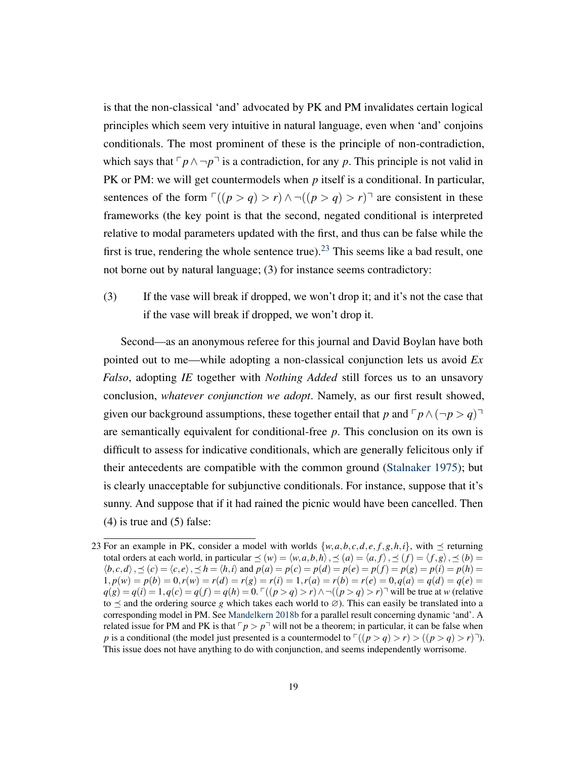is that the non-classical 'and' advocated by PK and PM invalidates certain logical principles which seem very intuitive in natural language, even when 'and' conjoins conditionals. The most prominent of these is the principle of non-contradiction, which says that $\ulcorner p \wedge \neg p \urcorner$ is a contradiction, for any $p$. This principle is not valid in PK or PM: we will get countermodels when $p$ itself is a conditional. In particular, sentences of the form $\ulcorner ((p > q) > r) \wedge \neg((p > q) > r) \urcorner$ are consistent in these frameworks (the key point is that the second, negated conditional is interpreted relative to modal parameters updated with the first, and thus can be false while the first is true, rendering the whole sentence true).[23] This seems like a bad result, one not borne out by natural language; (3) for instance seems contradictory:

(3) If the vase will break if dropped, we won't drop it; and it's not the case that if the vase will break if dropped, we won't drop it.

Second—as an anonymous referee for this journal and David Boylan have both pointed out to me—while adopting a non-classical conjunction lets us avoid *Ex Falso*, adopting *IE* together with *Nothing Added* still forces us to an unsavory conclusion, *whatever conjunction we adopt*. Namely, as our first result showed, given our background assumptions, these together entail that $p$ and $\ulcorner p \wedge (\neg p > q) \urcorner$ are semantically equivalent for conditional-free $p$. This conclusion on its own is difficult to assess for indicative conditionals, which are generally felicitous only if their antecedents are compatible with the common ground (Stalnaker 1975); but is clearly unacceptable for subjunctive conditionals. For instance, suppose that it's sunny. And suppose that if it had rained the picnic would have been cancelled. Then (4) is true and (5) false:

23 For an example in PK, consider a model with worlds $\{w, a, b, c, d, e, f, g, h, i\}$, with $\preceq$ returning total orders at each world, in particular $\preceq(w) = \langle w, a, b, h \rangle, \preceq(a) = \langle a, f \rangle, \preceq(f) = \langle f, g \rangle, \preceq(b) = \langle b, c, d \rangle, \preceq(c) = \langle c, e \rangle, \preceq h = \langle h, i \rangle$ and $p(a) = p(c) = p(d) = p(e) = p(f) = p(g) = p(i) = p(h) = 1, p(w) = p(b) = 0, r(w) = r(d) = r(g) = r(i) = 1, r(a) = r(b) = r(e) = 0, q(a) = q(d) = q(e) = q(g) = q(i) = 1, q(c) = q(f) = q(h) = 0$. $\ulcorner ((p > q) > r) \wedge \neg((p > q) > r) \urcorner$ will be true at $w$ (relative to $\preceq$ and the ordering source $g$ which takes each world to $\varnothing$). This can easily be translated into a corresponding model in PM. See Mandelkern 2018b for a parallel result concerning dynamic 'and'. A related issue for PM and PK is that $\ulcorner p > p \urcorner$ will not be a theorem; in particular, it can be false when $p$ is a conditional (the model just presented is a countermodel to $\ulcorner ((p > q) > r) > ((p > q) > r) \urcorner$). This issue does not have anything to do with conjunction, and seems independently worrisome.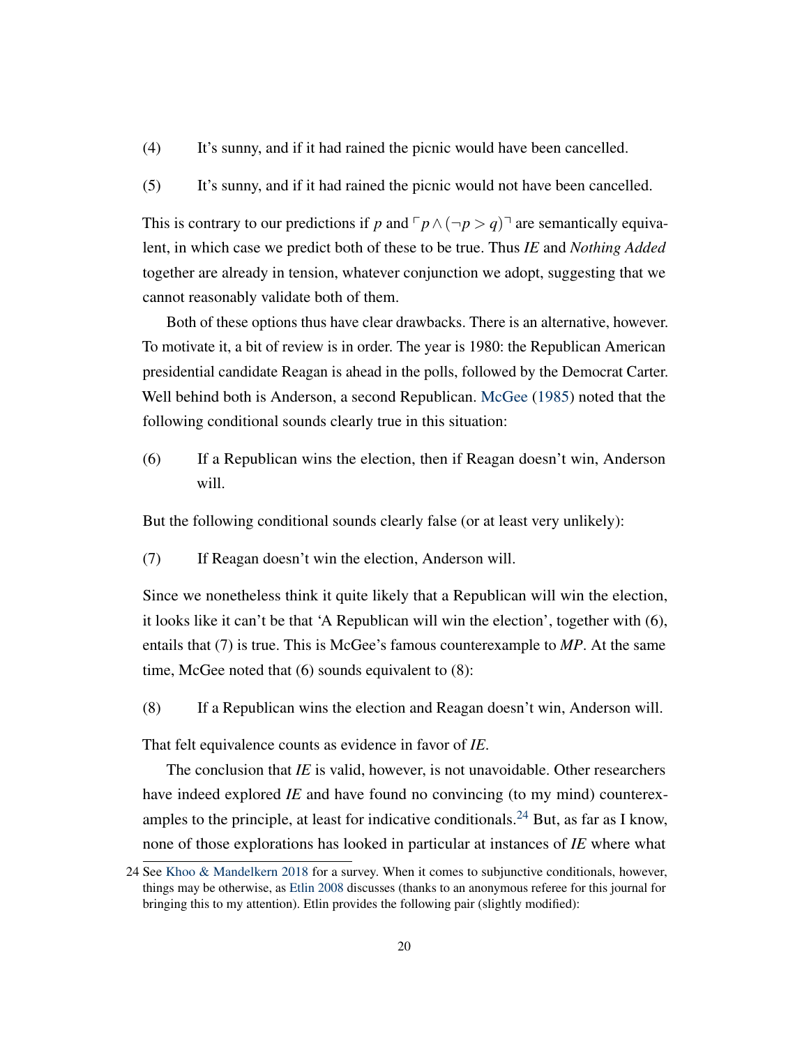(4) It's sunny, and if it had rained the picnic would have been cancelled.

(5) It's sunny, and if it had rained the picnic would not have been cancelled.

This is contrary to our predictions if $p$ and $\ulcorner p \wedge (\neg p > q) \urcorner$ are semantically equivalent, in which case we predict both of these to be true. Thus *IE* and *Nothing Added* together are already in tension, whatever conjunction we adopt, suggesting that we cannot reasonably validate both of them.

Both of these options thus have clear drawbacks. There is an alternative, however. To motivate it, a bit of review is in order. The year is 1980: the Republican American presidential candidate Reagan is ahead in the polls, followed by the Democrat Carter. Well behind both is Anderson, a second Republican. McGee (1985) noted that the following conditional sounds clearly true in this situation:

(6) If a Republican wins the election, then if Reagan doesn't win, Anderson will.

But the following conditional sounds clearly false (or at least very unlikely):

(7) If Reagan doesn't win the election, Anderson will.

Since we nonetheless think it quite likely that a Republican will win the election, it looks like it can't be that 'A Republican will win the election', together with (6), entails that (7) is true. This is McGee's famous counterexample to *MP*. At the same time, McGee noted that (6) sounds equivalent to (8):

(8) If a Republican wins the election and Reagan doesn't win, Anderson will.

That felt equivalence counts as evidence in favor of *IE*.

The conclusion that *IE* is valid, however, is not unavoidable. Other researchers have indeed explored *IE* and have found no convincing (to my mind) counterexamples to the principle, at least for indicative conditionals.[24] But, as far as I know, none of those explorations has looked in particular at instances of *IE* where what

24 See Khoo & Mandelkern 2018 for a survey. When it comes to subjunctive conditionals, however, things may be otherwise, as Etlin 2008 discusses (thanks to an anonymous referee for this journal for bringing this to my attention). Etlin provides the following pair (slightly modified):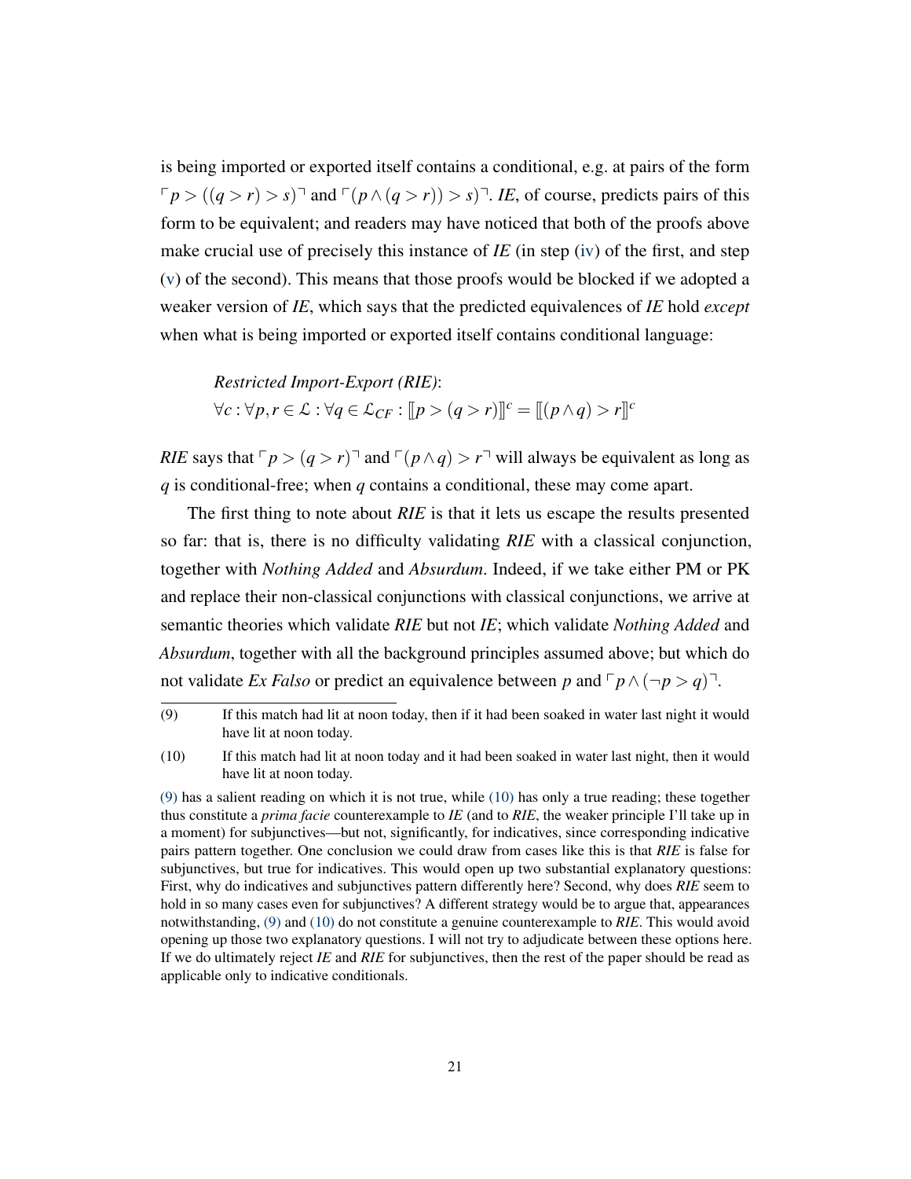is being imported or exported itself contains a conditional, e.g. at pairs of the form $\ulcorner p > ((q > r) > s)\urcorner$ and $\ulcorner (p \wedge (q > r)) > s)\urcorner$. *IE*, of course, predicts pairs of this form to be equivalent; and readers may have noticed that both of the proofs above make crucial use of precisely this instance of *IE* (in step (iv) of the first, and step (v) of the second). This means that those proofs would be blocked if we adopted a weaker version of *IE*, which says that the predicted equivalences of *IE* hold *except* when what is being imported or exported itself contains conditional language:

> *Restricted Import-Export (RIE)*:
> $\forall c : \forall p, r \in \mathcal{L} : \forall q \in \mathcal{L}_{CF} : [\![p > (q > r)]\!]^c = [\![(p \wedge q) > r]\!]^c$

*RIE* says that $\ulcorner p > (q > r)\urcorner$ and $\ulcorner (p \wedge q) > r\urcorner$ will always be equivalent as long as $q$ is conditional-free; when $q$ contains a conditional, these may come apart.

The first thing to note about *RIE* is that it lets us escape the results presented so far: that is, there is no difficulty validating *RIE* with a classical conjunction, together with *Nothing Added* and *Absurdum*. Indeed, if we take either PM or PK and replace their non-classical conjunctions with classical conjunctions, we arrive at semantic theories which validate *RIE* but not *IE*; which validate *Nothing Added* and *Absurdum*, together with all the background principles assumed above; but which do not validate *Ex Falso* or predict an equivalence between $p$ and $\ulcorner p \wedge (\neg p > q)\urcorner$.

---

(9) If this match had lit at noon today, then if it had been soaked in water last night it would have lit at noon today.

(10) If this match had lit at noon today and it had been soaked in water last night, then it would have lit at noon today.

(9) has a salient reading on which it is not true, while (10) has only a true reading; these together thus constitute a *prima facie* counterexample to *IE* (and to *RIE*, the weaker principle I'll take up in a moment) for subjunctives—but not, significantly, for indicatives, since corresponding indicative pairs pattern together. One conclusion we could draw from cases like this is that *RIE* is false for subjunctives, but true for indicatives. This would open up two substantial explanatory questions: First, why do indicatives and subjunctives pattern differently here? Second, why does *RIE* seem to hold in so many cases even for subjunctives? A different strategy would be to argue that, appearances notwithstanding, (9) and (10) do not constitute a genuine counterexample to *RIE*. This would avoid opening up those two explanatory questions. I will not try to adjudicate between these options here. If we do ultimately reject *IE* and *RIE* for subjunctives, then the rest of the paper should be read as applicable only to indicative conditionals.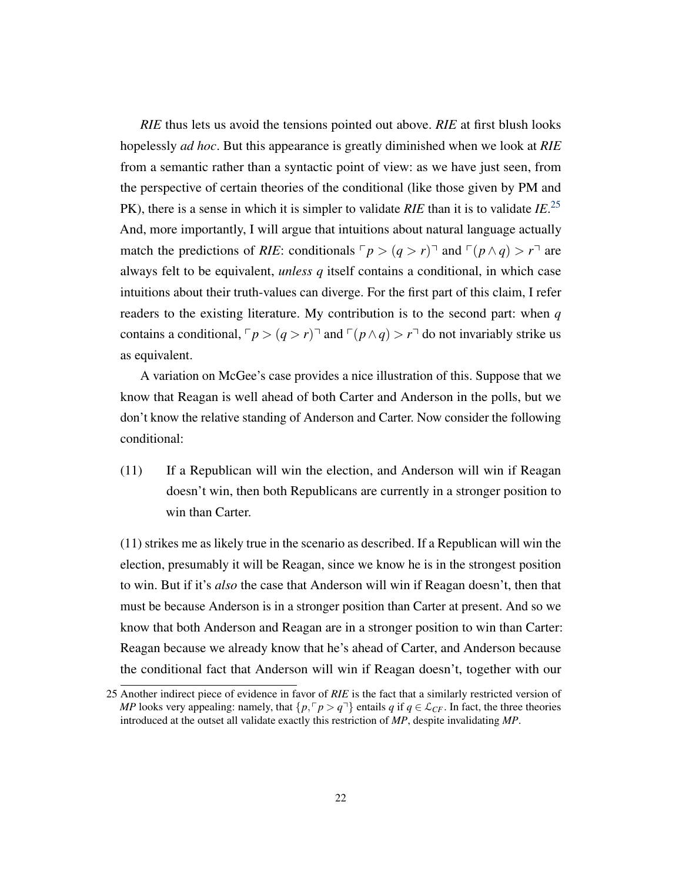*RIE* thus lets us avoid the tensions pointed out above. *RIE* at first blush looks hopelessly *ad hoc*. But this appearance is greatly diminished when we look at *RIE* from a semantic rather than a syntactic point of view: as we have just seen, from the perspective of certain theories of the conditional (like those given by PM and PK), there is a sense in which it is simpler to validate *RIE* than it is to validate *IE*.[25] And, more importantly, I will argue that intuitions about natural language actually match the predictions of *RIE*: conditionals $\ulcorner p > (q > r)\urcorner$ and $\ulcorner (p \wedge q) > r\urcorner$ are always felt to be equivalent, *unless* $q$ itself contains a conditional, in which case intuitions about their truth-values can diverge. For the first part of this claim, I refer readers to the existing literature. My contribution is to the second part: when $q$ contains a conditional, $\ulcorner p > (q > r)\urcorner$ and $\ulcorner (p \wedge q) > r\urcorner$ do not invariably strike us as equivalent.

A variation on McGee's case provides a nice illustration of this. Suppose that we know that Reagan is well ahead of both Carter and Anderson in the polls, but we don't know the relative standing of Anderson and Carter. Now consider the following conditional:

(11) If a Republican will win the election, and Anderson will win if Reagan doesn't win, then both Republicans are currently in a stronger position to win than Carter.

(11) strikes me as likely true in the scenario as described. If a Republican will win the election, presumably it will be Reagan, since we know he is in the strongest position to win. But if it's *also* the case that Anderson will win if Reagan doesn't, then that must be because Anderson is in a stronger position than Carter at present. And so we know that both Anderson and Reagan are in a stronger position to win than Carter: Reagan because we already know that he's ahead of Carter, and Anderson because the conditional fact that Anderson will win if Reagan doesn't, together with our

[25] Another indirect piece of evidence in favor of *RIE* is the fact that a similarly restricted version of *MP* looks very appealing: namely, that $\{p, \ulcorner p > q\urcorner\}$ entails $q$ if $q \in \mathcal{L}_{CF}$. In fact, the three theories introduced at the outset all validate exactly this restriction of *MP*, despite invalidating *MP*.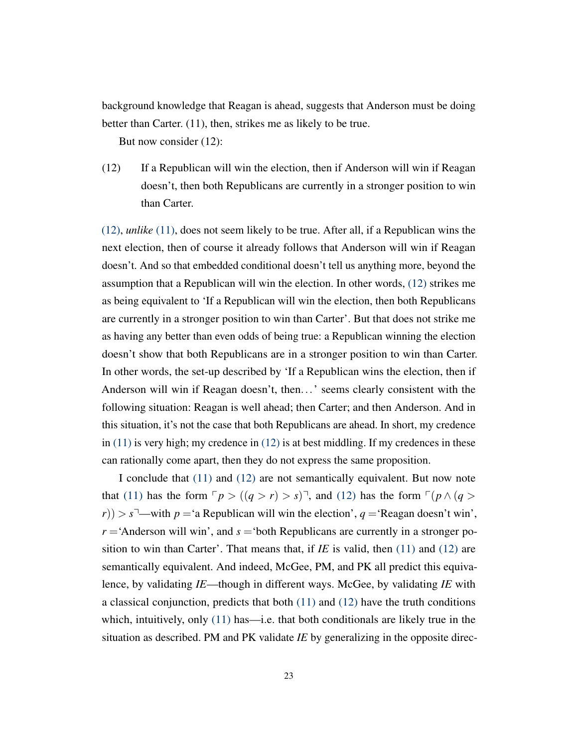background knowledge that Reagan is ahead, suggests that Anderson must be doing better than Carter. (11), then, strikes me as likely to be true.

But now consider (12):

(12) If a Republican will win the election, then if Anderson will win if Reagan doesn't, then both Republicans are currently in a stronger position to win than Carter.

(12), *unlike* (11), does not seem likely to be true. After all, if a Republican wins the next election, then of course it already follows that Anderson will win if Reagan doesn't. And so that embedded conditional doesn't tell us anything more, beyond the assumption that a Republican will win the election. In other words, (12) strikes me as being equivalent to 'If a Republican will win the election, then both Republicans are currently in a stronger position to win than Carter'. But that does not strike me as having any better than even odds of being true: a Republican winning the election doesn't show that both Republicans are in a stronger position to win than Carter. In other words, the set-up described by 'If a Republican wins the election, then if Anderson will win if Reagan doesn't, then…' seems clearly consistent with the following situation: Reagan is well ahead; then Carter; and then Anderson. And in this situation, it's not the case that both Republicans are ahead. In short, my credence in (11) is very high; my credence in (12) is at best middling. If my credences in these can rationally come apart, then they do not express the same proposition.

I conclude that (11) and (12) are not semantically equivalent. But now note that (11) has the form $\ulcorner p > ((q > r) > s) \urcorner$, and (12) has the form $\ulcorner (p \wedge (q > r)) > s \urcorner$—with $p =$'a Republican will win the election', $q =$'Reagan doesn't win', $r =$'Anderson will win', and $s =$'both Republicans are currently in a stronger position to win than Carter'. That means that, if *IE* is valid, then (11) and (12) are semantically equivalent. And indeed, McGee, PM, and PK all predict this equivalence, by validating *IE*—though in different ways. McGee, by validating *IE* with a classical conjunction, predicts that both (11) and (12) have the truth conditions which, intuitively, only (11) has—i.e. that both conditionals are likely true in the situation as described. PM and PK validate *IE* by generalizing in the opposite direc-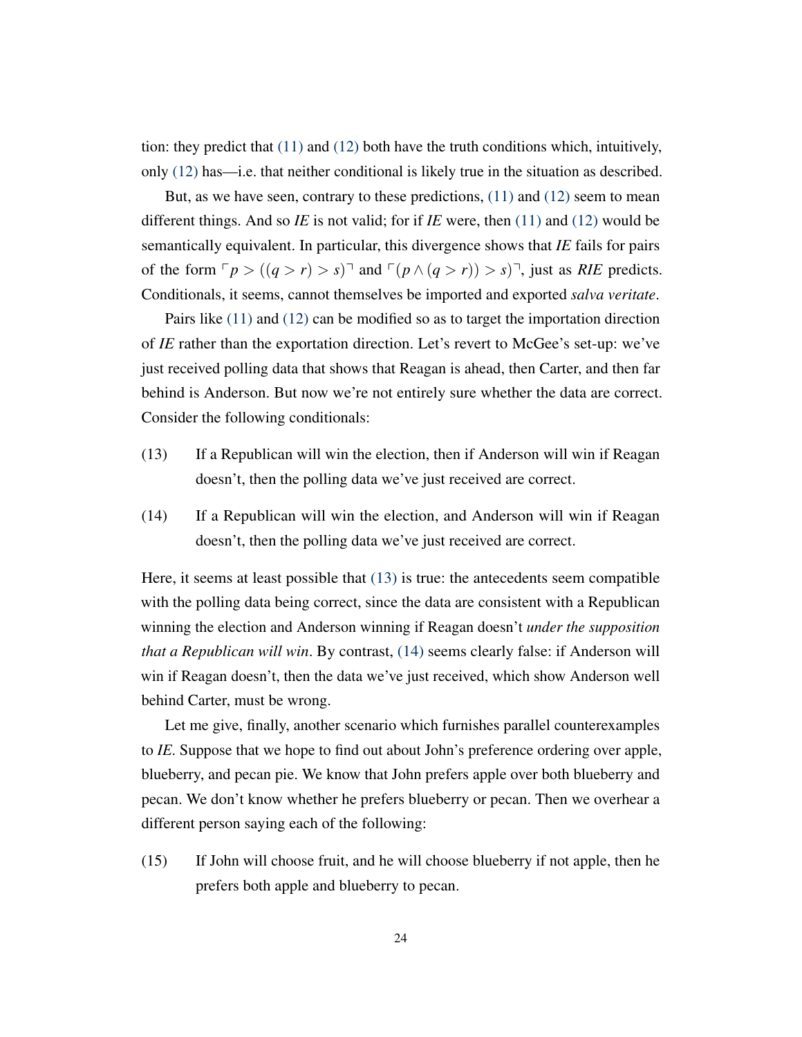tion: they predict that (11) and (12) both have the truth conditions which, intuitively, only (12) has—i.e. that neither conditional is likely true in the situation as described.

But, as we have seen, contrary to these predictions, (11) and (12) seem to mean different things. And so *IE* is not valid; for if *IE* were, then (11) and (12) would be semantically equivalent. In particular, this divergence shows that *IE* fails for pairs of the form $\ulcorner p > ((q > r) > s)\urcorner$ and $\ulcorner(p \wedge (q > r)) > s)\urcorner$, just as *RIE* predicts. Conditionals, it seems, cannot themselves be imported and exported *salva veritate*.

Pairs like (11) and (12) can be modified so as to target the importation direction of *IE* rather than the exportation direction. Let's revert to McGee's set-up: we've just received polling data that shows that Reagan is ahead, then Carter, and then far behind is Anderson. But now we're not entirely sure whether the data are correct. Consider the following conditionals:

(13) If a Republican will win the election, then if Anderson will win if Reagan doesn't, then the polling data we've just received are correct.

(14) If a Republican will win the election, and Anderson will win if Reagan doesn't, then the polling data we've just received are correct.

Here, it seems at least possible that (13) is true: the antecedents seem compatible with the polling data being correct, since the data are consistent with a Republican winning the election and Anderson winning if Reagan doesn't *under the supposition that a Republican will win*. By contrast, (14) seems clearly false: if Anderson will win if Reagan doesn't, then the data we've just received, which show Anderson well behind Carter, must be wrong.

Let me give, finally, another scenario which furnishes parallel counterexamples to *IE*. Suppose that we hope to find out about John's preference ordering over apple, blueberry, and pecan pie. We know that John prefers apple over both blueberry and pecan. We don't know whether he prefers blueberry or pecan. Then we overhear a different person saying each of the following:

(15) If John will choose fruit, and he will choose blueberry if not apple, then he prefers both apple and blueberry to pecan.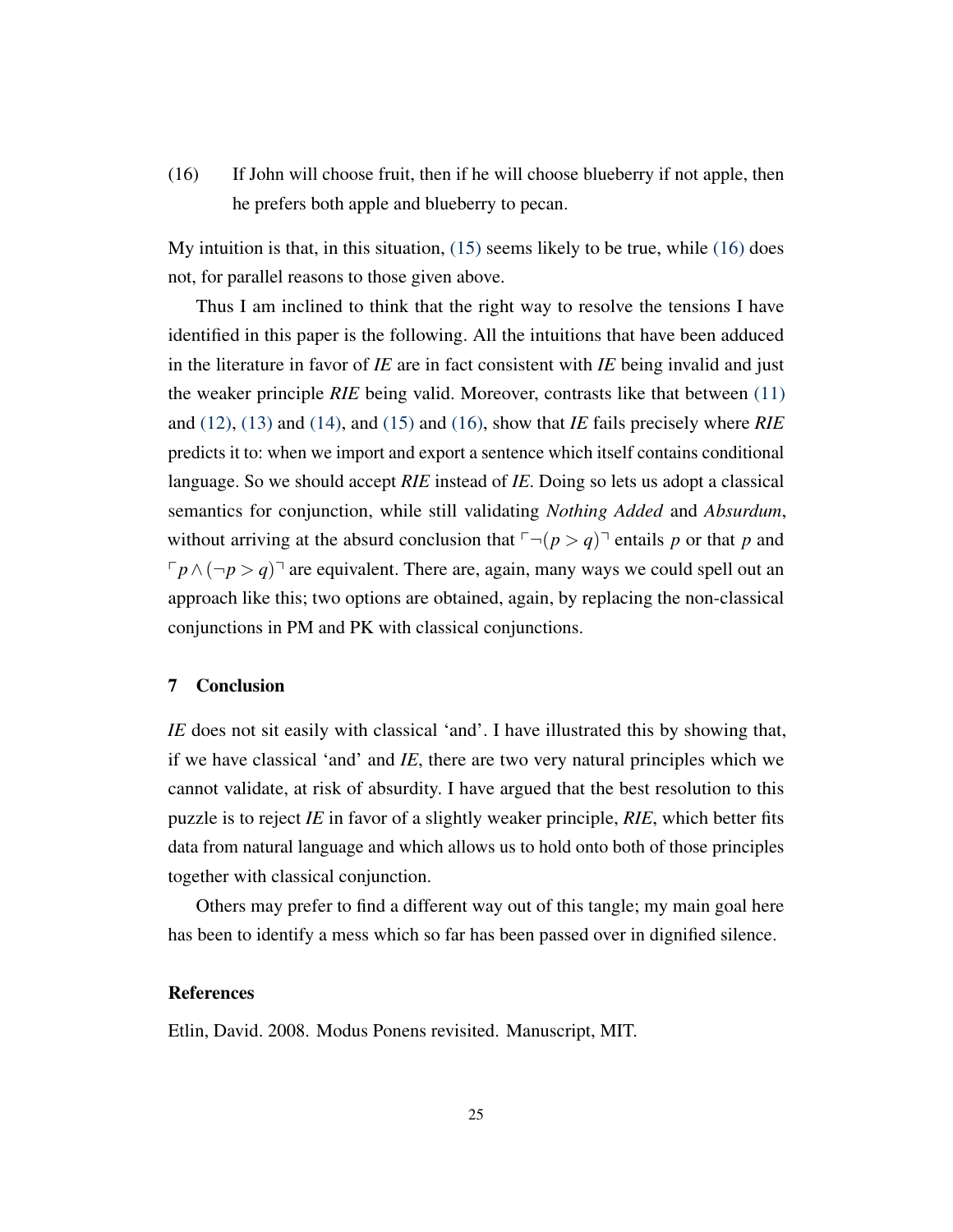(16) If John will choose fruit, then if he will choose blueberry if not apple, then he prefers both apple and blueberry to pecan.

My intuition is that, in this situation, (15) seems likely to be true, while (16) does not, for parallel reasons to those given above.

Thus I am inclined to think that the right way to resolve the tensions I have identified in this paper is the following. All the intuitions that have been adduced in the literature in favor of *IE* are in fact consistent with *IE* being invalid and just the weaker principle *RIE* being valid. Moreover, contrasts like that between (11) and (12), (13) and (14), and (15) and (16), show that *IE* fails precisely where *RIE* predicts it to: when we import and export a sentence which itself contains conditional language. So we should accept *RIE* instead of *IE*. Doing so lets us adopt a classical semantics for conjunction, while still validating *Nothing Added* and *Absurdum*, without arriving at the absurd conclusion that $\ulcorner\neg(p > q)\urcorner$ entails $p$ or that $p$ and $\ulcorner p \wedge (\neg p > q)\urcorner$ are equivalent. There are, again, many ways we could spell out an approach like this; two options are obtained, again, by replacing the non-classical conjunctions in PM and PK with classical conjunctions.

## 7 Conclusion

*IE* does not sit easily with classical 'and'. I have illustrated this by showing that, if we have classical 'and' and *IE*, there are two very natural principles which we cannot validate, at risk of absurdity. I have argued that the best resolution to this puzzle is to reject *IE* in favor of a slightly weaker principle, *RIE*, which better fits data from natural language and which allows us to hold onto both of those principles together with classical conjunction.

Others may prefer to find a different way out of this tangle; my main goal here has been to identify a mess which so far has been passed over in dignified silence.

## References

Etlin, David. 2008. Modus Ponens revisited. Manuscript, MIT.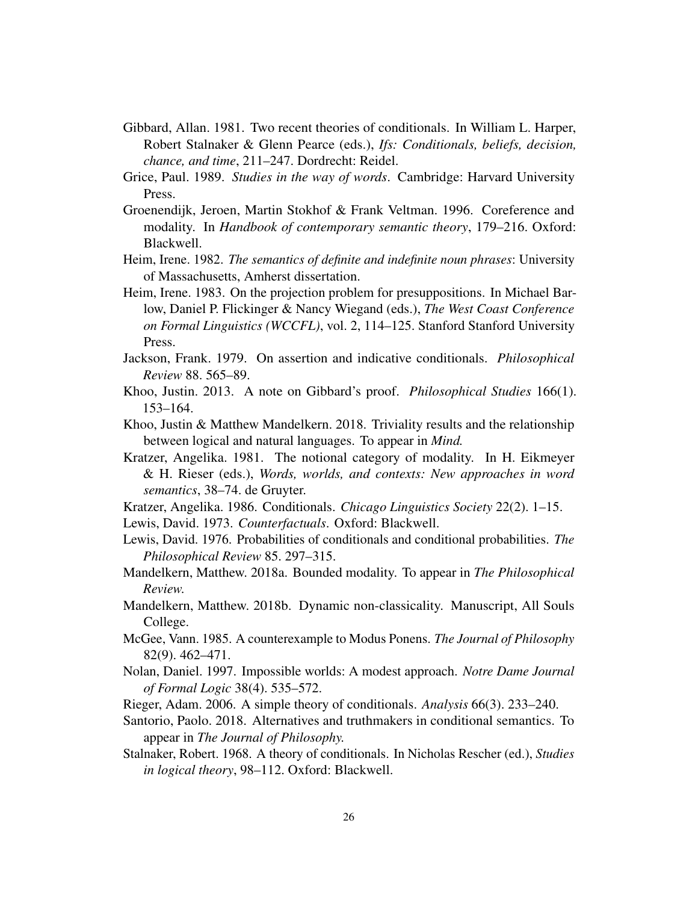Gibbard, Allan. 1981. Two recent theories of conditionals. In William L. Harper, Robert Stalnaker & Glenn Pearce (eds.), *Ifs: Conditionals, beliefs, decision, chance, and time*, 211–247. Dordrecht: Reidel.

Grice, Paul. 1989. *Studies in the way of words*. Cambridge: Harvard University Press.

Groenendijk, Jeroen, Martin Stokhof & Frank Veltman. 1996. Coreference and modality. In *Handbook of contemporary semantic theory*, 179–216. Oxford: Blackwell.

Heim, Irene. 1982. *The semantics of definite and indefinite noun phrases*: University of Massachusetts, Amherst dissertation.

Heim, Irene. 1983. On the projection problem for presuppositions. In Michael Barlow, Daniel P. Flickinger & Nancy Wiegand (eds.), *The West Coast Conference on Formal Linguistics (WCCFL)*, vol. 2, 114–125. Stanford Stanford University Press.

Jackson, Frank. 1979. On assertion and indicative conditionals. *Philosophical Review* 88. 565–89.

Khoo, Justin. 2013. A note on Gibbard's proof. *Philosophical Studies* 166(1). 153–164.

Khoo, Justin & Matthew Mandelkern. 2018. Triviality results and the relationship between logical and natural languages. To appear in *Mind.*

Kratzer, Angelika. 1981. The notional category of modality. In H. Eikmeyer & H. Rieser (eds.), *Words, worlds, and contexts: New approaches in word semantics*, 38–74. de Gruyter.

Kratzer, Angelika. 1986. Conditionals. *Chicago Linguistics Society* 22(2). 1–15.

Lewis, David. 1973. *Counterfactuals*. Oxford: Blackwell.

Lewis, David. 1976. Probabilities of conditionals and conditional probabilities. *The Philosophical Review* 85. 297–315.

Mandelkern, Matthew. 2018a. Bounded modality. To appear in *The Philosophical Review.*

Mandelkern, Matthew. 2018b. Dynamic non-classicality. Manuscript, All Souls College.

McGee, Vann. 1985. A counterexample to Modus Ponens. *The Journal of Philosophy* 82(9). 462–471.

Nolan, Daniel. 1997. Impossible worlds: A modest approach. *Notre Dame Journal of Formal Logic* 38(4). 535–572.

Rieger, Adam. 2006. A simple theory of conditionals. *Analysis* 66(3). 233–240.

Santorio, Paolo. 2018. Alternatives and truthmakers in conditional semantics. To appear in *The Journal of Philosophy.*

Stalnaker, Robert. 1968. A theory of conditionals. In Nicholas Rescher (ed.), *Studies in logical theory*, 98–112. Oxford: Blackwell.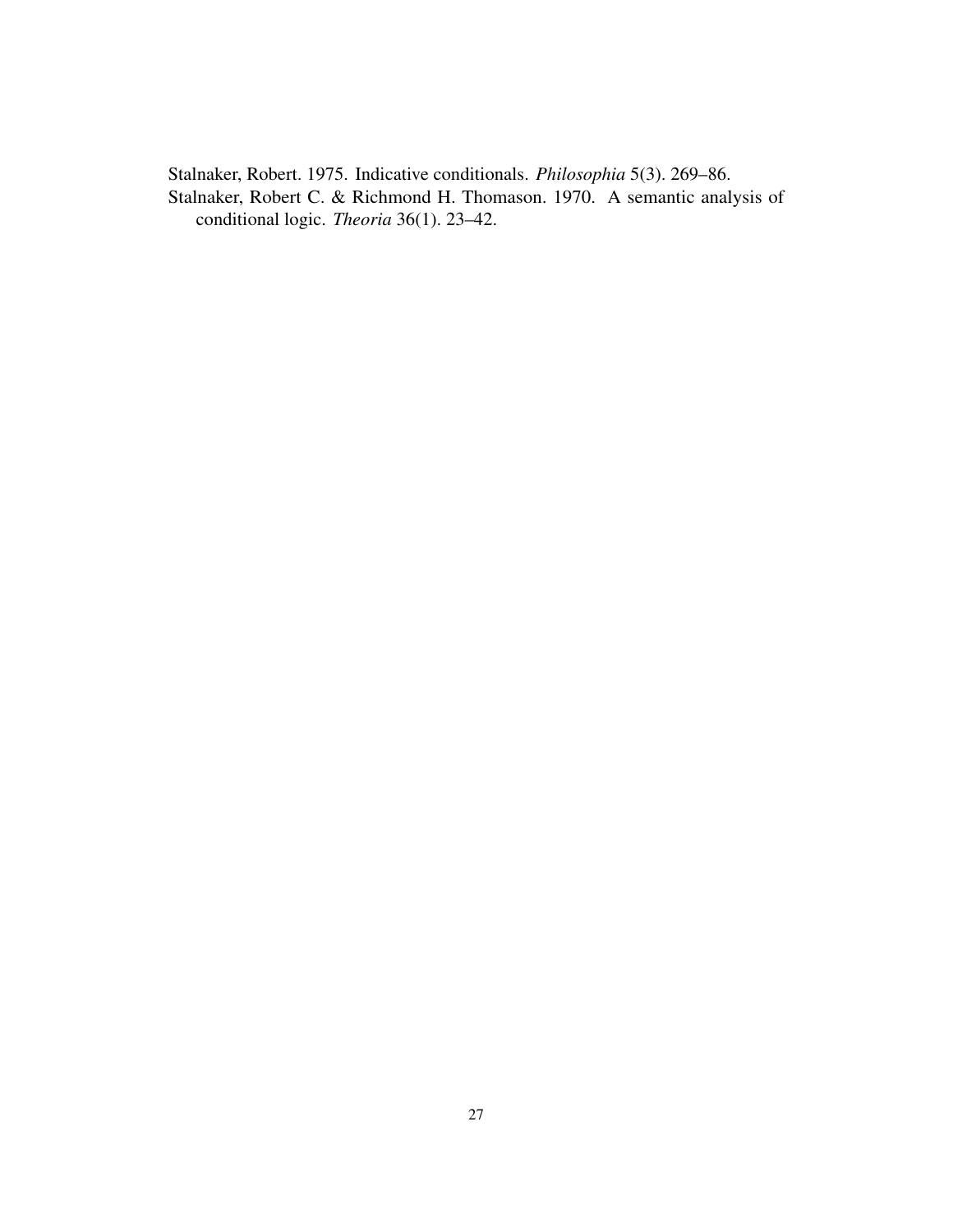Stalnaker, Robert. 1975. Indicative conditionals. *Philosophia* 5(3). 269–86.

Stalnaker, Robert C. & Richmond H. Thomason. 1970. A semantic analysis of conditional logic. *Theoria* 36(1). 23–42.